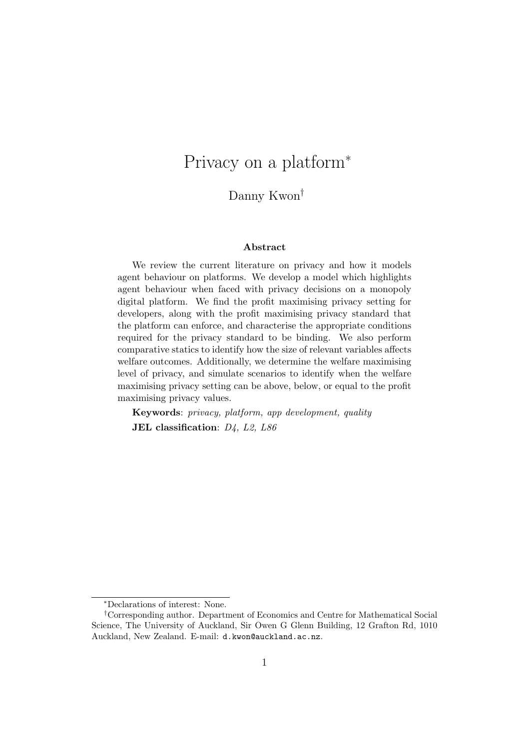# Privacy on a platform*

Danny Kwon†

### Abstract

We review the current literature on privacy and how it models agent behaviour on platforms. We develop a model which highlights agent behaviour when faced with privacy decisions on a monopoly digital platform. We find the profit maximising privacy setting for developers, along with the profit maximising privacy standard that the platform can enforce, and characterise the appropriate conditions required for the privacy standard to be binding. We also perform comparative statics to identify how the size of relevant variables affects welfare outcomes. Additionally, we determine the welfare maximising level of privacy, and simulate scenarios to identify when the welfare maximising privacy setting can be above, below, or equal to the profit maximising privacy values.

**Keywords**: *privacy, platform, app development, quality*

**JEL classification**: *D4, L2, L86*

---

*Declarations of interest: None.

†Corresponding author. Department of Economics and Centre for Mathematical Social Science, The University of Auckland, Sir Owen G Glenn Building, 12 Grafton Rd, 1010 Auckland, New Zealand. E-mail: `d.kwon@auckland.ac.nz`.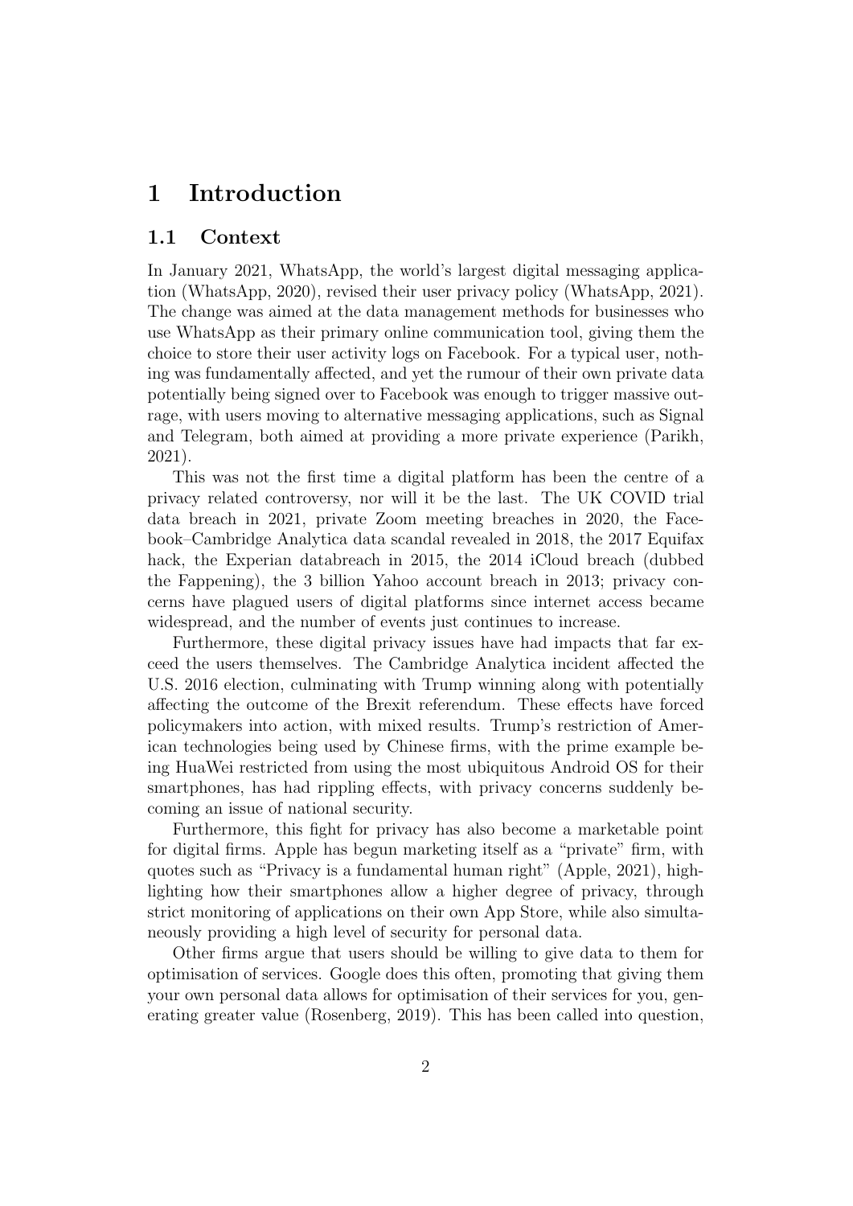# 1 Introduction

## 1.1 Context

In January 2021, WhatsApp, the world's largest digital messaging application (WhatsApp, 2020), revised their user privacy policy (WhatsApp, 2021). The change was aimed at the data management methods for businesses who use WhatsApp as their primary online communication tool, giving them the choice to store their user activity logs on Facebook. For a typical user, nothing was fundamentally affected, and yet the rumour of their own private data potentially being signed over to Facebook was enough to trigger massive outrage, with users moving to alternative messaging applications, such as Signal and Telegram, both aimed at providing a more private experience (Parikh, 2021).

This was not the first time a digital platform has been the centre of a privacy related controversy, nor will it be the last. The UK COVID trial data breach in 2021, private Zoom meeting breaches in 2020, the Facebook–Cambridge Analytica data scandal revealed in 2018, the 2017 Equifax hack, the Experian databreach in 2015, the 2014 iCloud breach (dubbed the Fappening), the 3 billion Yahoo account breach in 2013; privacy concerns have plagued users of digital platforms since internet access became widespread, and the number of events just continues to increase.

Furthermore, these digital privacy issues have had impacts that far exceed the users themselves. The Cambridge Analytica incident affected the U.S. 2016 election, culminating with Trump winning along with potentially affecting the outcome of the Brexit referendum. These effects have forced policymakers into action, with mixed results. Trump's restriction of American technologies being used by Chinese firms, with the prime example being HuaWei restricted from using the most ubiquitous Android OS for their smartphones, has had rippling effects, with privacy concerns suddenly becoming an issue of national security.

Furthermore, this fight for privacy has also become a marketable point for digital firms. Apple has begun marketing itself as a "private" firm, with quotes such as "Privacy is a fundamental human right" (Apple, 2021), highlighting how their smartphones allow a higher degree of privacy, through strict monitoring of applications on their own App Store, while also simultaneously providing a high level of security for personal data.

Other firms argue that users should be willing to give data to them for optimisation of services. Google does this often, promoting that giving them your own personal data allows for optimisation of their services for you, generating greater value (Rosenberg, 2019). This has been called into question,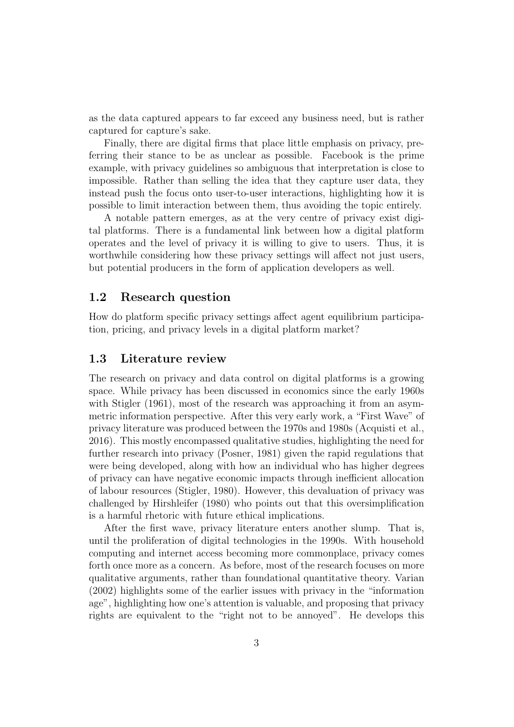as the data captured appears to far exceed any business need, but is rather captured for capture's sake.

Finally, there are digital firms that place little emphasis on privacy, preferring their stance to be as unclear as possible. Facebook is the prime example, with privacy guidelines so ambiguous that interpretation is close to impossible. Rather than selling the idea that they capture user data, they instead push the focus onto user-to-user interactions, highlighting how it is possible to limit interaction between them, thus avoiding the topic entirely.

A notable pattern emerges, as at the very centre of privacy exist digital platforms. There is a fundamental link between how a digital platform operates and the level of privacy it is willing to give to users. Thus, it is worthwhile considering how these privacy settings will affect not just users, but potential producers in the form of application developers as well.

### 1.2 Research question

How do platform specific privacy settings affect agent equilibrium participation, pricing, and privacy levels in a digital platform market?

### 1.3 Literature review

The research on privacy and data control on digital platforms is a growing space. While privacy has been discussed in economics since the early 1960s with Stigler (1961), most of the research was approaching it from an asymmetric information perspective. After this very early work, a "First Wave" of privacy literature was produced between the 1970s and 1980s (Acquisti et al., 2016). This mostly encompassed qualitative studies, highlighting the need for further research into privacy (Posner, 1981) given the rapid regulations that were being developed, along with how an individual who has higher degrees of privacy can have negative economic impacts through inefficient allocation of labour resources (Stigler, 1980). However, this devaluation of privacy was challenged by Hirshleifer (1980) who points out that this oversimplification is a harmful rhetoric with future ethical implications.

After the first wave, privacy literature enters another slump. That is, until the proliferation of digital technologies in the 1990s. With household computing and internet access becoming more commonplace, privacy comes forth once more as a concern. As before, most of the research focuses on more qualitative arguments, rather than foundational quantitative theory. Varian (2002) highlights some of the earlier issues with privacy in the "information age", highlighting how one's attention is valuable, and proposing that privacy rights are equivalent to the "right not to be annoyed". He develops this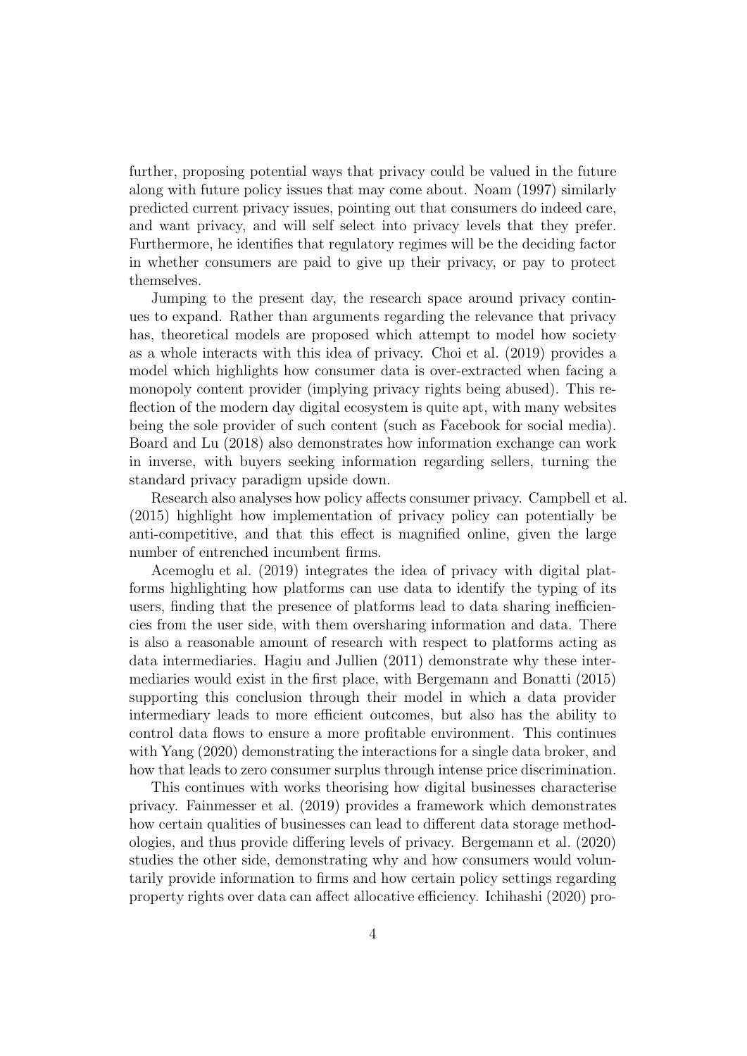further, proposing potential ways that privacy could be valued in the future along with future policy issues that may come about. Noam (1997) similarly predicted current privacy issues, pointing out that consumers do indeed care, and want privacy, and will self select into privacy levels that they prefer. Furthermore, he identifies that regulatory regimes will be the deciding factor in whether consumers are paid to give up their privacy, or pay to protect themselves.

Jumping to the present day, the research space around privacy continues to expand. Rather than arguments regarding the relevance that privacy has, theoretical models are proposed which attempt to model how society as a whole interacts with this idea of privacy. Choi et al. (2019) provides a model which highlights how consumer data is over-extracted when facing a monopoly content provider (implying privacy rights being abused). This reflection of the modern day digital ecosystem is quite apt, with many websites being the sole provider of such content (such as Facebook for social media). Board and Lu (2018) also demonstrates how information exchange can work in inverse, with buyers seeking information regarding sellers, turning the standard privacy paradigm upside down.

Research also analyses how policy affects consumer privacy. Campbell et al. (2015) highlight how implementation of privacy policy can potentially be anti-competitive, and that this effect is magnified online, given the large number of entrenched incumbent firms.

Acemoglu et al. (2019) integrates the idea of privacy with digital platforms highlighting how platforms can use data to identify the typing of its users, finding that the presence of platforms lead to data sharing inefficiencies from the user side, with them oversharing information and data. There is also a reasonable amount of research with respect to platforms acting as data intermediaries. Hagiu and Jullien (2011) demonstrate why these intermediaries would exist in the first place, with Bergemann and Bonatti (2015) supporting this conclusion through their model in which a data provider intermediary leads to more efficient outcomes, but also has the ability to control data flows to ensure a more profitable environment. This continues with Yang (2020) demonstrating the interactions for a single data broker, and how that leads to zero consumer surplus through intense price discrimination.

This continues with works theorising how digital businesses characterise privacy. Fainmesser et al. (2019) provides a framework which demonstrates how certain qualities of businesses can lead to different data storage methodologies, and thus provide differing levels of privacy. Bergemann et al. (2020) studies the other side, demonstrating why and how consumers would voluntarily provide information to firms and how certain policy settings regarding property rights over data can affect allocative efficiency. Ichihashi (2020) pro-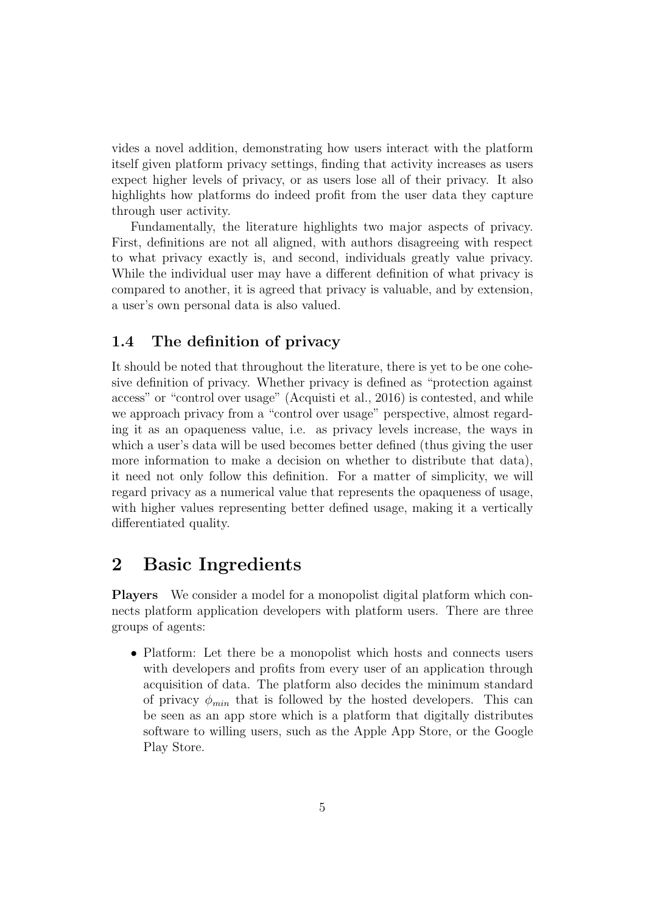vides a novel addition, demonstrating how users interact with the platform itself given platform privacy settings, finding that activity increases as users expect higher levels of privacy, or as users lose all of their privacy. It also highlights how platforms do indeed profit from the user data they capture through user activity.

Fundamentally, the literature highlights two major aspects of privacy. First, definitions are not all aligned, with authors disagreeing with respect to what privacy exactly is, and second, individuals greatly value privacy. While the individual user may have a different definition of what privacy is compared to another, it is agreed that privacy is valuable, and by extension, a user's own personal data is also valued.

### 1.4 The definition of privacy

It should be noted that throughout the literature, there is yet to be one cohesive definition of privacy. Whether privacy is defined as "protection against access" or "control over usage" (Acquisti et al., 2016) is contested, and while we approach privacy from a "control over usage" perspective, almost regarding it as an opaqueness value, i.e. as privacy levels increase, the ways in which a user's data will be used becomes better defined (thus giving the user more information to make a decision on whether to distribute that data), it need not only follow this definition. For a matter of simplicity, we will regard privacy as a numerical value that represents the opaqueness of usage, with higher values representing better defined usage, making it a vertically differentiated quality.

## 2 Basic Ingredients

**Players** We consider a model for a monopolist digital platform which connects platform application developers with platform users. There are three groups of agents:

- Platform: Let there be a monopolist which hosts and connects users with developers and profits from every user of an application through acquisition of data. The platform also decides the minimum standard of privacy $\phi_{min}$ that is followed by the hosted developers. This can be seen as an app store which is a platform that digitally distributes software to willing users, such as the Apple App Store, or the Google Play Store.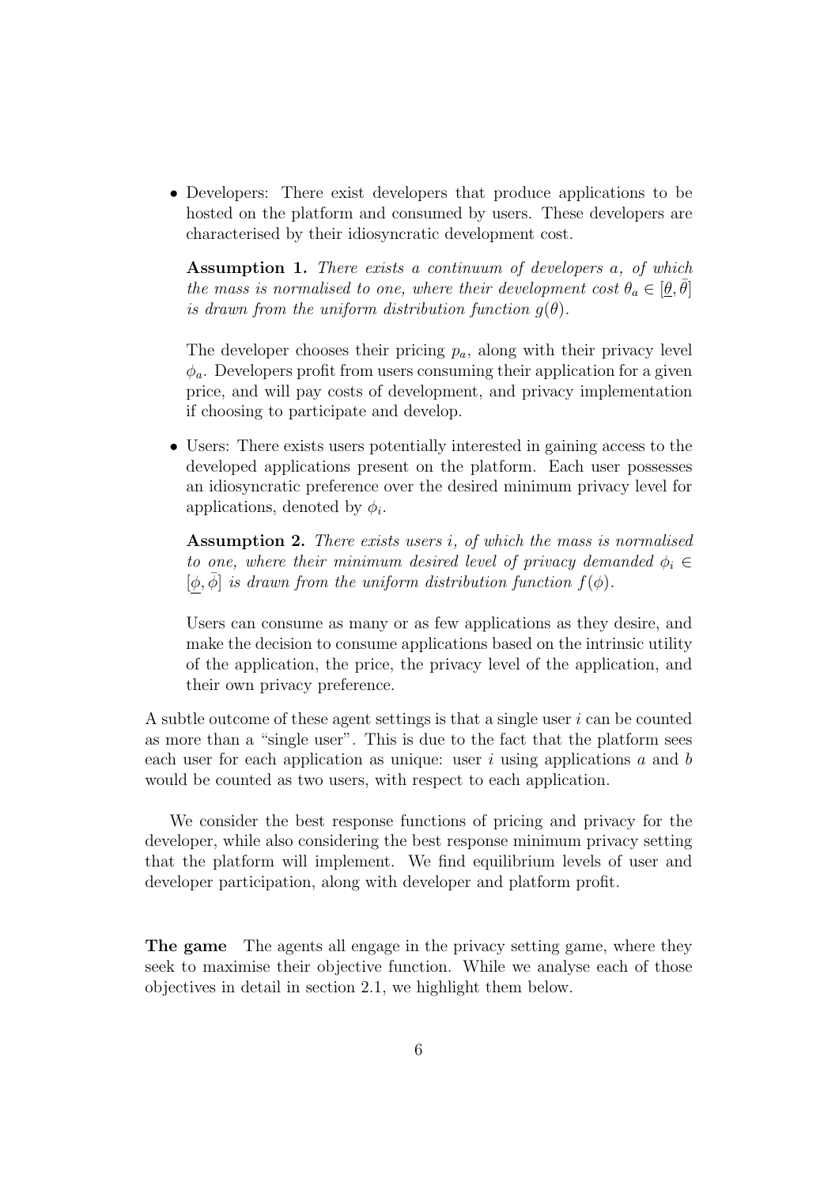- Developers: There exist developers that produce applications to be hosted on the platform and consumed by users. These developers are characterised by their idiosyncratic development cost.

  **Assumption 1.** *There exists a continuum of developers $a$, of which the mass is normalised to one, where their development cost $\theta_a \in [\underline{\theta}, \bar{\theta}]$ is drawn from the uniform distribution function $g(\theta)$.*

  The developer chooses their pricing $p_a$, along with their privacy level $\phi_a$. Developers profit from users consuming their application for a given price, and will pay costs of development, and privacy implementation if choosing to participate and develop.

- Users: There exists users potentially interested in gaining access to the developed applications present on the platform. Each user possesses an idiosyncratic preference over the desired minimum privacy level for applications, denoted by $\phi_i$.

  **Assumption 2.** *There exists users $i$, of which the mass is normalised to one, where their minimum desired level of privacy demanded $\phi_i \in [\underline{\phi}, \bar{\phi}]$ is drawn from the uniform distribution function $f(\phi)$.*

  Users can consume as many or as few applications as they desire, and make the decision to consume applications based on the intrinsic utility of the application, the price, the privacy level of the application, and their own privacy preference.

A subtle outcome of these agent settings is that a single user $i$ can be counted as more than a "single user". This is due to the fact that the platform sees each user for each application as unique: user $i$ using applications $a$ and $b$ would be counted as two users, with respect to each application.

We consider the best response functions of pricing and privacy for the developer, while also considering the best response minimum privacy setting that the platform will implement. We find equilibrium levels of user and developer participation, along with developer and platform profit.

**The game** The agents all engage in the privacy setting game, where they seek to maximise their objective function. While we analyse each of those objectives in detail in section 2.1, we highlight them below.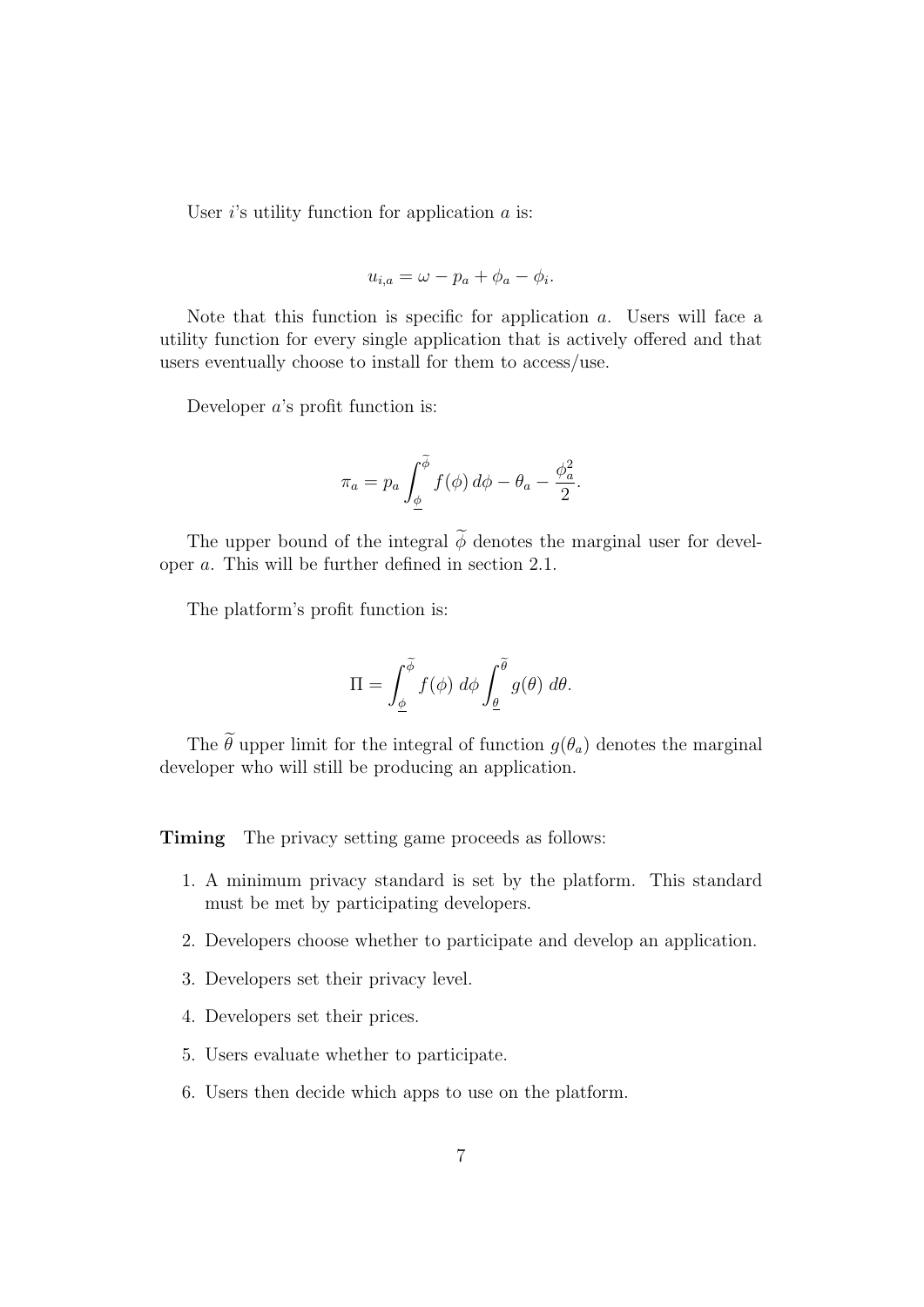User $i$'s utility function for application $a$ is:

$$u_{i,a} = \omega - p_a + \phi_a - \phi_i.$$

Note that this function is specific for application $a$. Users will face a utility function for every single application that is actively offered and that users eventually choose to install for them to access/use.

Developer $a$'s profit function is:

$$\pi_a = p_a \int_{\underline{\phi}}^{\widetilde{\phi}} f(\phi)\, d\phi - \theta_a - \frac{\phi_a^2}{2}.$$

The upper bound of the integral $\widetilde{\phi}$ denotes the marginal user for developer $a$. This will be further defined in section 2.1.

The platform's profit function is:

$$\Pi = \int_{\underline{\phi}}^{\widetilde{\phi}} f(\phi)\; d\phi \int_{\underline{\theta}}^{\widetilde{\theta}} g(\theta)\; d\theta.$$

The $\widetilde{\theta}$ upper limit for the integral of function $g(\theta_a)$ denotes the marginal developer who will still be producing an application.

**Timing** The privacy setting game proceeds as follows:

1. A minimum privacy standard is set by the platform. This standard must be met by participating developers.
2. Developers choose whether to participate and develop an application.
3. Developers set their privacy level.
4. Developers set their prices.
5. Users evaluate whether to participate.
6. Users then decide which apps to use on the platform.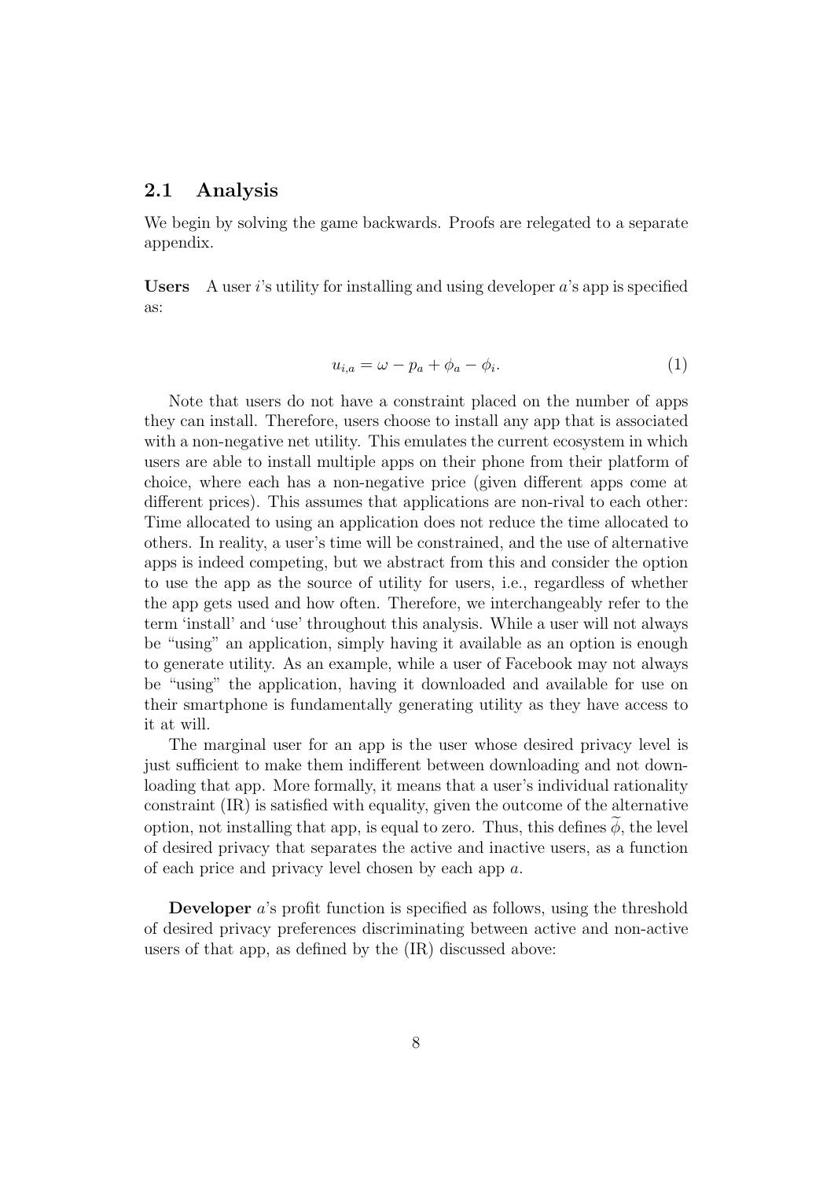## 2.1 Analysis

We begin by solving the game backwards. Proofs are relegated to a separate appendix.

**Users** A user $i$'s utility for installing and using developer $a$'s app is specified as:

$$u_{i,a} = \omega - p_a + \phi_a - \phi_i. \tag{1}$$

Note that users do not have a constraint placed on the number of apps they can install. Therefore, users choose to install any app that is associated with a non-negative net utility. This emulates the current ecosystem in which users are able to install multiple apps on their phone from their platform of choice, where each has a non-negative price (given different apps come at different prices). This assumes that applications are non-rival to each other: Time allocated to using an application does not reduce the time allocated to others. In reality, a user's time will be constrained, and the use of alternative apps is indeed competing, but we abstract from this and consider the option to use the app as the source of utility for users, i.e., regardless of whether the app gets used and how often. Therefore, we interchangeably refer to the term 'install' and 'use' throughout this analysis. While a user will not always be "using" an application, simply having it available as an option is enough to generate utility. As an example, while a user of Facebook may not always be "using" the application, having it downloaded and available for use on their smartphone is fundamentally generating utility as they have access to it at will.

The marginal user for an app is the user whose desired privacy level is just sufficient to make them indifferent between downloading and not downloading that app. More formally, it means that a user's individual rationality constraint (IR) is satisfied with equality, given the outcome of the alternative option, not installing that app, is equal to zero. Thus, this defines $\widetilde{\phi}$, the level of desired privacy that separates the active and inactive users, as a function of each price and privacy level chosen by each app $a$.

**Developer** $a$'s profit function is specified as follows, using the threshold of desired privacy preferences discriminating between active and non-active users of that app, as defined by the (IR) discussed above: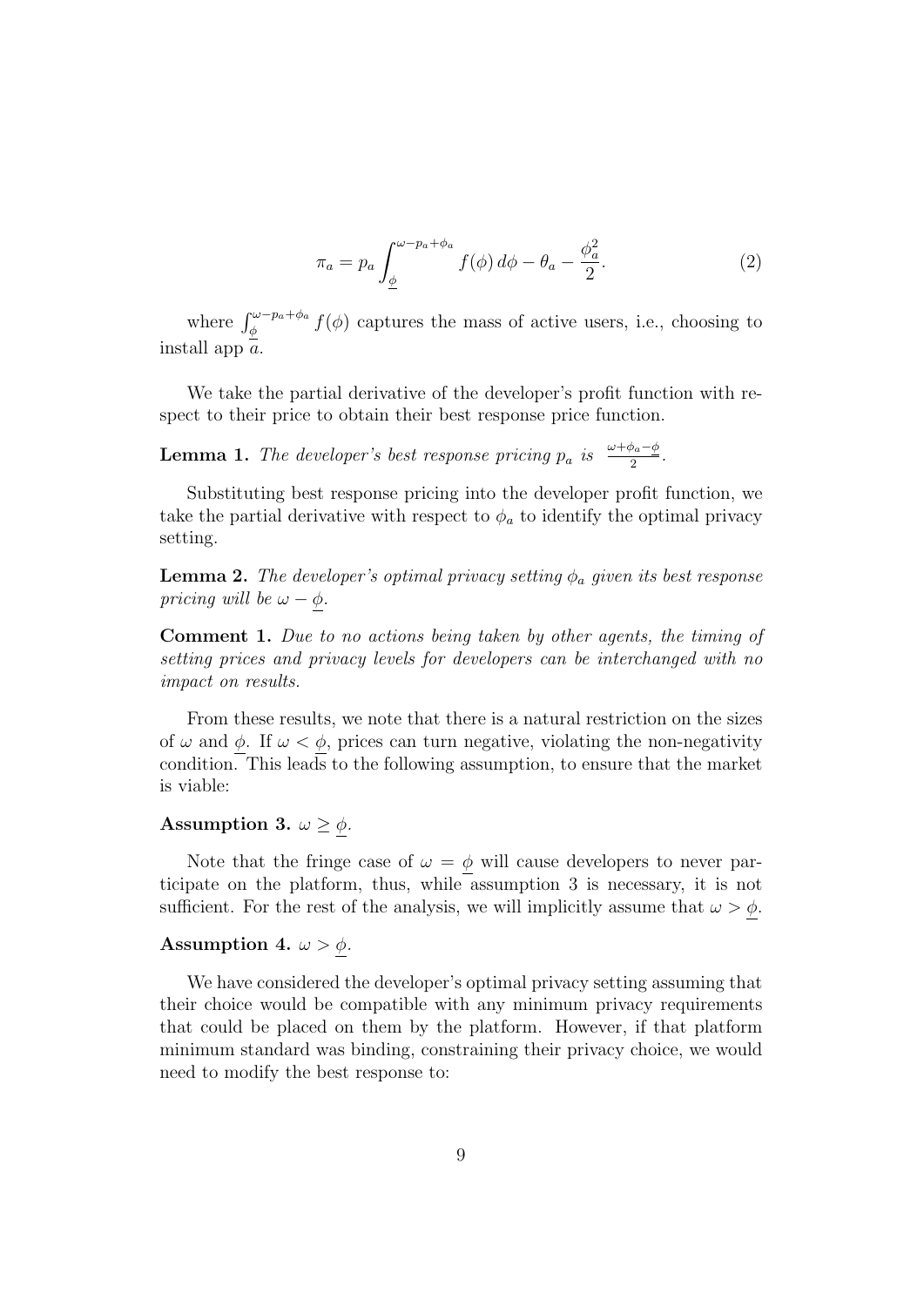$$\pi_a = p_a \int_{\underline{\phi}}^{\omega - p_a + \phi_a} f(\phi)\, d\phi - \theta_a - \frac{\phi_a^2}{2}. \tag{2}$$

where $\int_{\underline{\phi}}^{\omega - p_a + \phi_a} f(\phi)$ captures the mass of active users, i.e., choosing to install app $a$.

We take the partial derivative of the developer's profit function with respect to their price to obtain their best response price function.

**Lemma 1.** *The developer's best response pricing $p_a$ is $\frac{\omega + \phi_a - \underline{\phi}}{2}$.*

Substituting best response pricing into the developer profit function, we take the partial derivative with respect to $\phi_a$ to identify the optimal privacy setting.

**Lemma 2.** *The developer's optimal privacy setting $\phi_a$ given its best response pricing will be $\omega - \underline{\phi}$.*

**Comment 1.** *Due to no actions being taken by other agents, the timing of setting prices and privacy levels for developers can be interchanged with no impact on results.*

From these results, we note that there is a natural restriction on the sizes of $\omega$ and $\underline{\phi}$. If $\omega < \underline{\phi}$, prices can turn negative, violating the non-negativity condition. This leads to the following assumption, to ensure that the market is viable:

**Assumption 3.** $\omega \geq \underline{\phi}$.

Note that the fringe case of $\omega = \underline{\phi}$ will cause developers to never participate on the platform, thus, while assumption 3 is necessary, it is not sufficient. For the rest of the analysis, we will implicitly assume that $\omega > \underline{\phi}$.

**Assumption 4.** $\omega > \underline{\phi}$.

We have considered the developer's optimal privacy setting assuming that their choice would be compatible with any minimum privacy requirements that could be placed on them by the platform. However, if that platform minimum standard was binding, constraining their privacy choice, we would need to modify the best response to: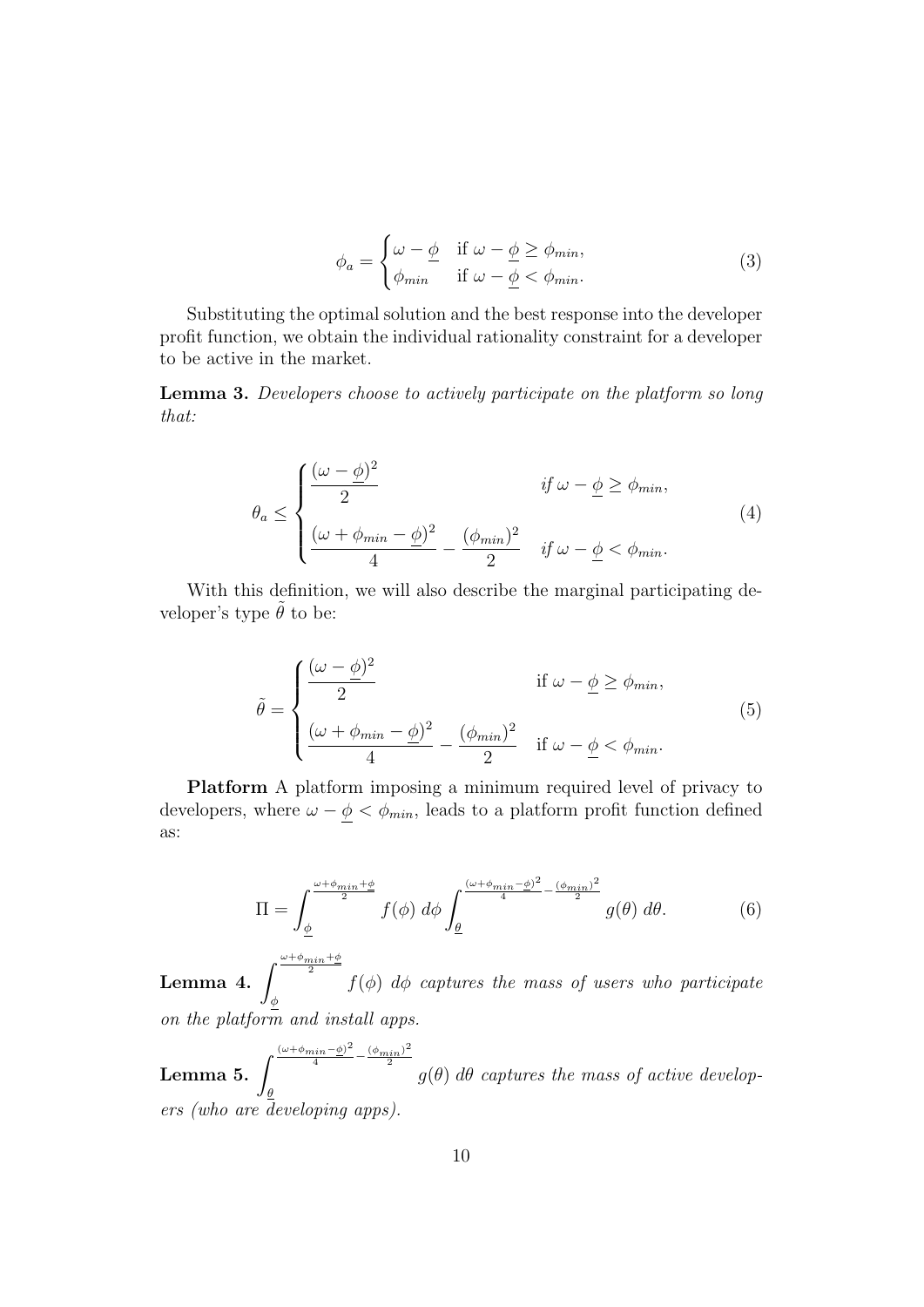$$\phi_a = \begin{cases} \omega - \underline{\phi} & \text{if } \omega - \underline{\phi} \geq \phi_{min}, \\ \phi_{min} & \text{if } \omega - \underline{\phi} < \phi_{min}. \end{cases} \tag{3}$$

Substituting the optimal solution and the best response into the developer profit function, we obtain the individual rationality constraint for a developer to be active in the market.

**Lemma 3.** *Developers choose to actively participate on the platform so long that:*

$$\theta_a \leq \begin{cases} \dfrac{(\omega - \underline{\phi})^2}{2} & \text{if } \omega - \underline{\phi} \geq \phi_{min}, \\ \dfrac{(\omega + \phi_{min} - \underline{\phi})^2}{4} - \dfrac{(\phi_{min})^2}{2} & \text{if } \omega - \underline{\phi} < \phi_{min}. \end{cases} \tag{4}$$

With this definition, we will also describe the marginal participating developer's type $\tilde{\theta}$ to be:

$$\tilde{\theta} = \begin{cases} \dfrac{(\omega - \underline{\phi})^2}{2} & \text{if } \omega - \underline{\phi} \geq \phi_{min}, \\ \dfrac{(\omega + \phi_{min} - \underline{\phi})^2}{4} - \dfrac{(\phi_{min})^2}{2} & \text{if } \omega - \underline{\phi} < \phi_{min}. \end{cases} \tag{5}$$

**Platform** A platform imposing a minimum required level of privacy to developers, where $\omega - \underline{\phi} < \phi_{min}$, leads to a platform profit function defined as:

$$\Pi = \int_{\underline{\phi}}^{\frac{\omega + \phi_{min} + \underline{\phi}}{2}} f(\phi)\, d\phi \int_{\underline{\theta}}^{\frac{(\omega + \phi_{min} - \underline{\phi})^2}{4} - \frac{(\phi_{min})^2}{2}} g(\theta)\, d\theta. \tag{6}$$

**Lemma 4.** $\int_{\underline{\phi}}^{\frac{\omega + \phi_{min} + \underline{\phi}}{2}} f(\phi)\, d\phi$ *captures the mass of users who participate on the platform and install apps.*

**Lemma 5.** $\int_{\underline{\theta}}^{\frac{(\omega + \phi_{min} - \underline{\phi})^2}{4} - \frac{(\phi_{min})^2}{2}} g(\theta)\, d\theta$ *captures the mass of active developers (who are developing apps).*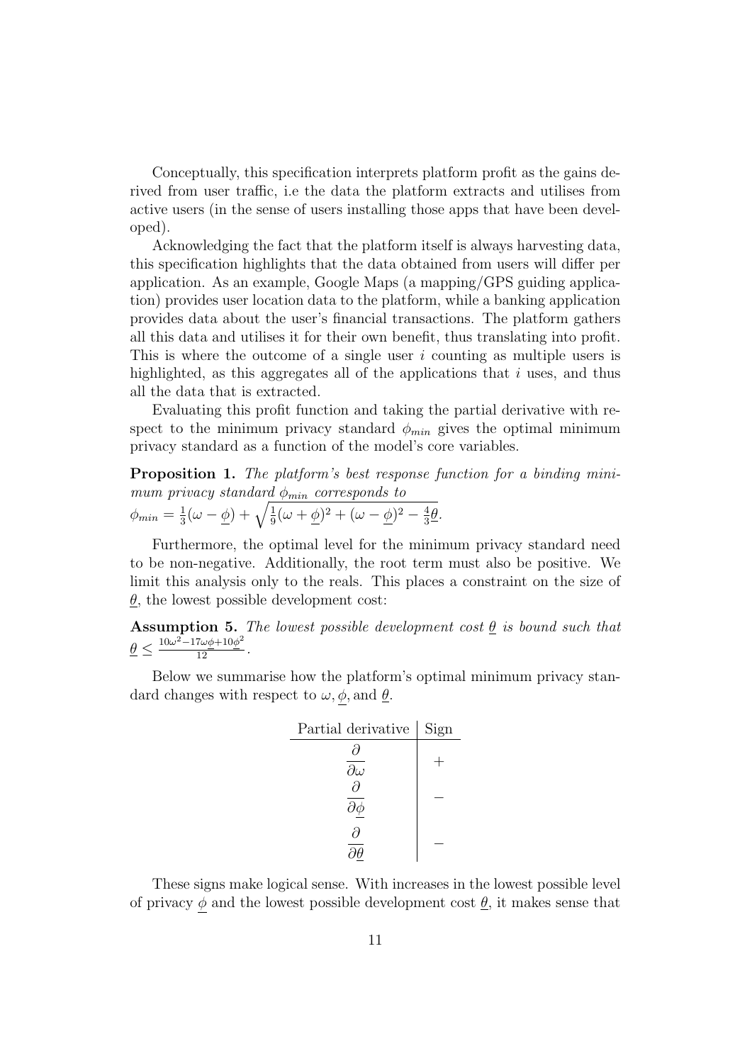Conceptually, this specification interprets platform profit as the gains derived from user traffic, i.e the data the platform extracts and utilises from active users (in the sense of users installing those apps that have been developed).

Acknowledging the fact that the platform itself is always harvesting data, this specification highlights that the data obtained from users will differ per application. As an example, Google Maps (a mapping/GPS guiding application) provides user location data to the platform, while a banking application provides data about the user's financial transactions. The platform gathers all this data and utilises it for their own benefit, thus translating into profit. This is where the outcome of a single user $i$ counting as multiple users is highlighted, as this aggregates all of the applications that $i$ uses, and thus all the data that is extracted.

Evaluating this profit function and taking the partial derivative with respect to the minimum privacy standard $\phi_{min}$ gives the optimal minimum privacy standard as a function of the model's core variables.

**Proposition 1.** *The platform's best response function for a binding minimum privacy standard $\phi_{min}$ corresponds to*
$\phi_{min} = \frac{1}{3}(\omega - \underline{\phi}) + \sqrt{\frac{1}{9}(\omega + \underline{\phi})^2 + (\omega - \underline{\phi})^2 - \frac{4}{3}\underline{\theta}}$.

Furthermore, the optimal level for the minimum privacy standard need to be non-negative. Additionally, the root term must also be positive. We limit this analysis only to the reals. This places a constraint on the size of $\underline{\theta}$, the lowest possible development cost:

**Assumption 5.** *The lowest possible development cost $\underline{\theta}$ is bound such that* $\underline{\theta} \leq \frac{10\omega^2 - 17\omega\underline{\phi} + 10\underline{\phi}^2}{12}$.

Below we summarise how the platform's optimal minimum privacy standard changes with respect to $\omega, \underline{\phi}$, and $\underline{\theta}$.

| Partial derivative | Sign |
|---|---|
| $\frac{\partial}{\partial \omega}$ | $+$ |
| $\frac{\partial}{\partial \underline{\phi}}$ | $-$ |
| $\frac{\partial}{\partial \underline{\theta}}$ | $-$ |

These signs make logical sense. With increases in the lowest possible level of privacy $\underline{\phi}$ and the lowest possible development cost $\underline{\theta}$, it makes sense that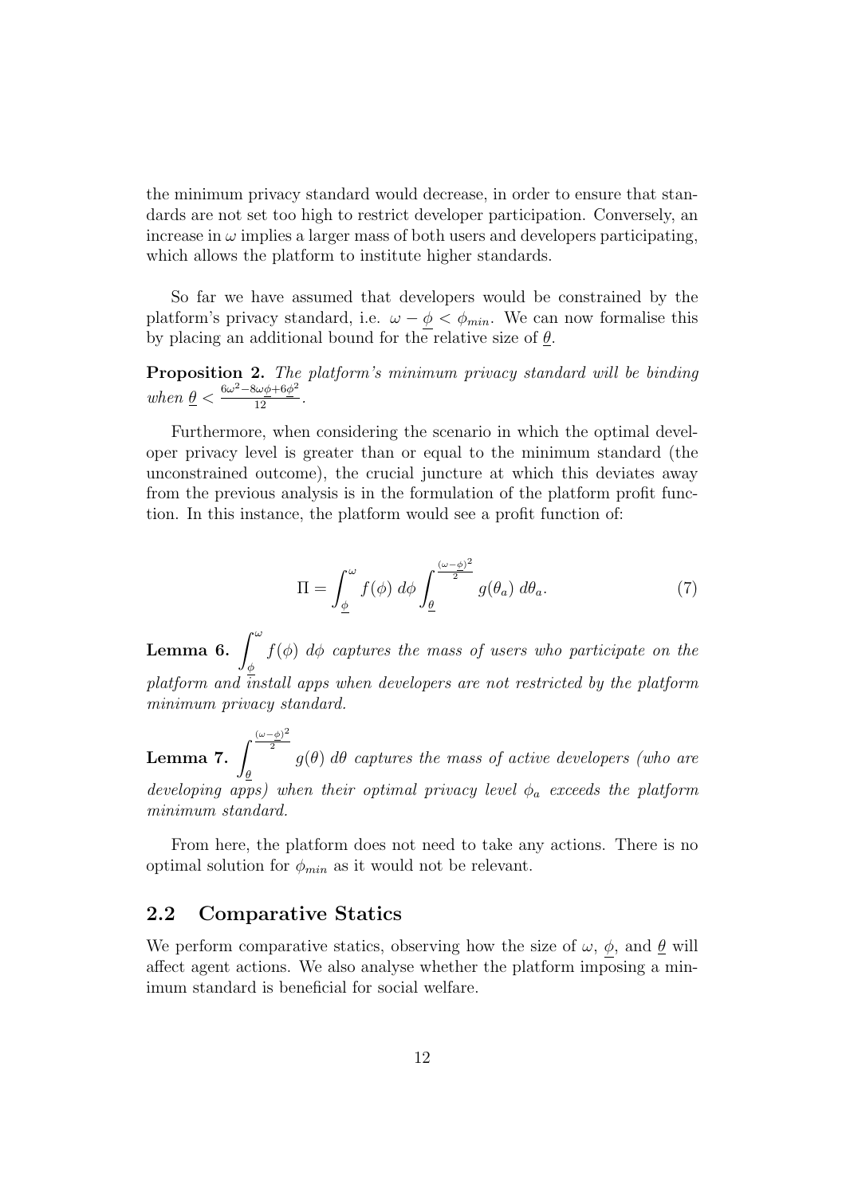the minimum privacy standard would decrease, in order to ensure that standards are not set too high to restrict developer participation. Conversely, an increase in $\omega$ implies a larger mass of both users and developers participating, which allows the platform to institute higher standards.

So far we have assumed that developers would be constrained by the platform's privacy standard, i.e. $\omega - \underline{\phi} < \phi_{min}$. We can now formalise this by placing an additional bound for the relative size of $\underline{\theta}$.

**Proposition 2.** *The platform's minimum privacy standard will be binding when* $\underline{\theta} < \frac{6\omega^2 - 8\omega\underline{\phi} + 6\underline{\phi}^2}{12}$.

Furthermore, when considering the scenario in which the optimal developer privacy level is greater than or equal to the minimum standard (the unconstrained outcome), the crucial juncture at which this deviates away from the previous analysis is in the formulation of the platform profit function. In this instance, the platform would see a profit function of:

$$\Pi = \int_{\underline{\phi}}^{\omega} f(\phi)\, d\phi \int_{\underline{\theta}}^{\frac{(\omega - \underline{\phi})^2}{2}} g(\theta_a)\, d\theta_a. \tag{7}$$

**Lemma 6.** $\int_{\underline{\phi}}^{\omega} f(\phi)\, d\phi$ *captures the mass of users who participate on the platform and install apps when developers are not restricted by the platform minimum privacy standard.*

**Lemma 7.** $\int_{\underline{\theta}}^{\frac{(\omega - \underline{\phi})^2}{2}} g(\theta)\, d\theta$ *captures the mass of active developers (who are developing apps) when their optimal privacy level* $\phi_a$ *exceeds the platform minimum standard.*

From here, the platform does not need to take any actions. There is no optimal solution for $\phi_{min}$ as it would not be relevant.

## 2.2 Comparative Statics

We perform comparative statics, observing how the size of $\omega$, $\underline{\phi}$, and $\underline{\theta}$ will affect agent actions. We also analyse whether the platform imposing a minimum standard is beneficial for social welfare.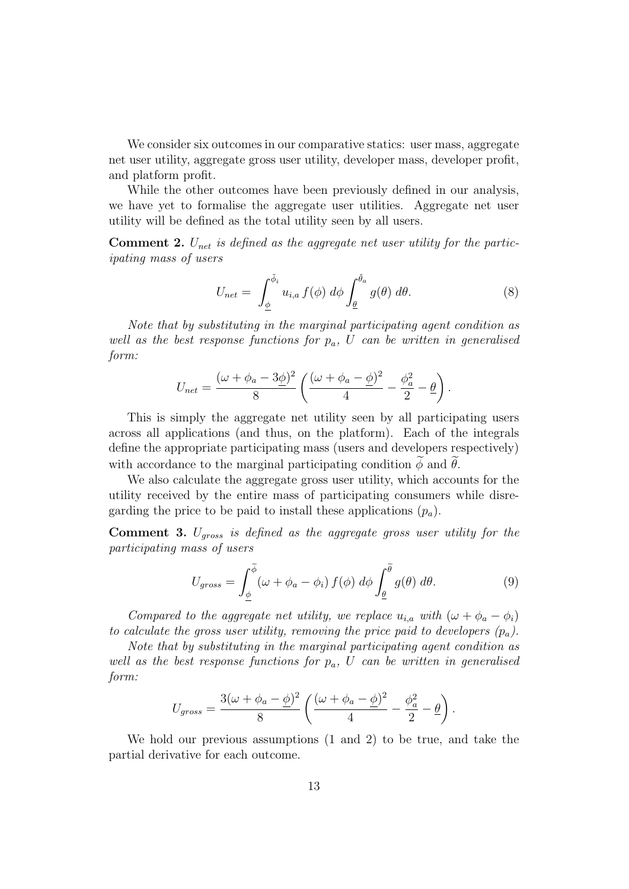We consider six outcomes in our comparative statics: user mass, aggregate net user utility, aggregate gross user utility, developer mass, developer profit, and platform profit.

While the other outcomes have been previously defined in our analysis, we have yet to formalise the aggregate user utilities. Aggregate net user utility will be defined as the total utility seen by all users.

**Comment 2.** *$U_{net}$ is defined as the aggregate net user utility for the participating mass of users*

$$U_{net} = \int_{\underline{\phi}}^{\tilde{\phi}_i} u_{i,a}\, f(\phi)\, d\phi \int_{\underline{\theta}}^{\tilde{\theta}_a} g(\theta)\, d\theta. \tag{8}$$

*Note that by substituting in the marginal participating agent condition as well as the best response functions for $p_a$, $U$ can be written in generalised form:*

$$U_{net} = \frac{(\omega + \phi_a - 3\underline{\phi})^2}{8} \left( \frac{(\omega + \phi_a - \underline{\phi})^2}{4} - \frac{\phi_a^2}{2} - \underline{\theta} \right).$$

This is simply the aggregate net utility seen by all participating users across all applications (and thus, on the platform). Each of the integrals define the appropriate participating mass (users and developers respectively) with accordance to the marginal participating condition $\widetilde{\phi}$ and $\widetilde{\theta}$.

We also calculate the aggregate gross user utility, which accounts for the utility received by the entire mass of participating consumers while disregarding the price to be paid to install these applications ($p_a$).

**Comment 3.** *$U_{gross}$ is defined as the aggregate gross user utility for the participating mass of users*

$$U_{gross} = \int_{\underline{\phi}}^{\widetilde{\phi}} (\omega + \phi_a - \phi_i)\, f(\phi)\, d\phi \int_{\underline{\theta}}^{\widetilde{\theta}} g(\theta)\, d\theta. \tag{9}$$

*Compared to the aggregate net utility, we replace $u_{i,a}$ with $(\omega + \phi_a - \phi_i)$ to calculate the gross user utility, removing the price paid to developers ($p_a$).*

*Note that by substituting in the marginal participating agent condition as well as the best response functions for $p_a$, $U$ can be written in generalised form:*

$$U_{gross} = \frac{3(\omega + \phi_a - \underline{\phi})^2}{8} \left( \frac{(\omega + \phi_a - \underline{\phi})^2}{4} - \frac{\phi_a^2}{2} - \underline{\theta} \right).$$

We hold our previous assumptions (1 and 2) to be true, and take the partial derivative for each outcome.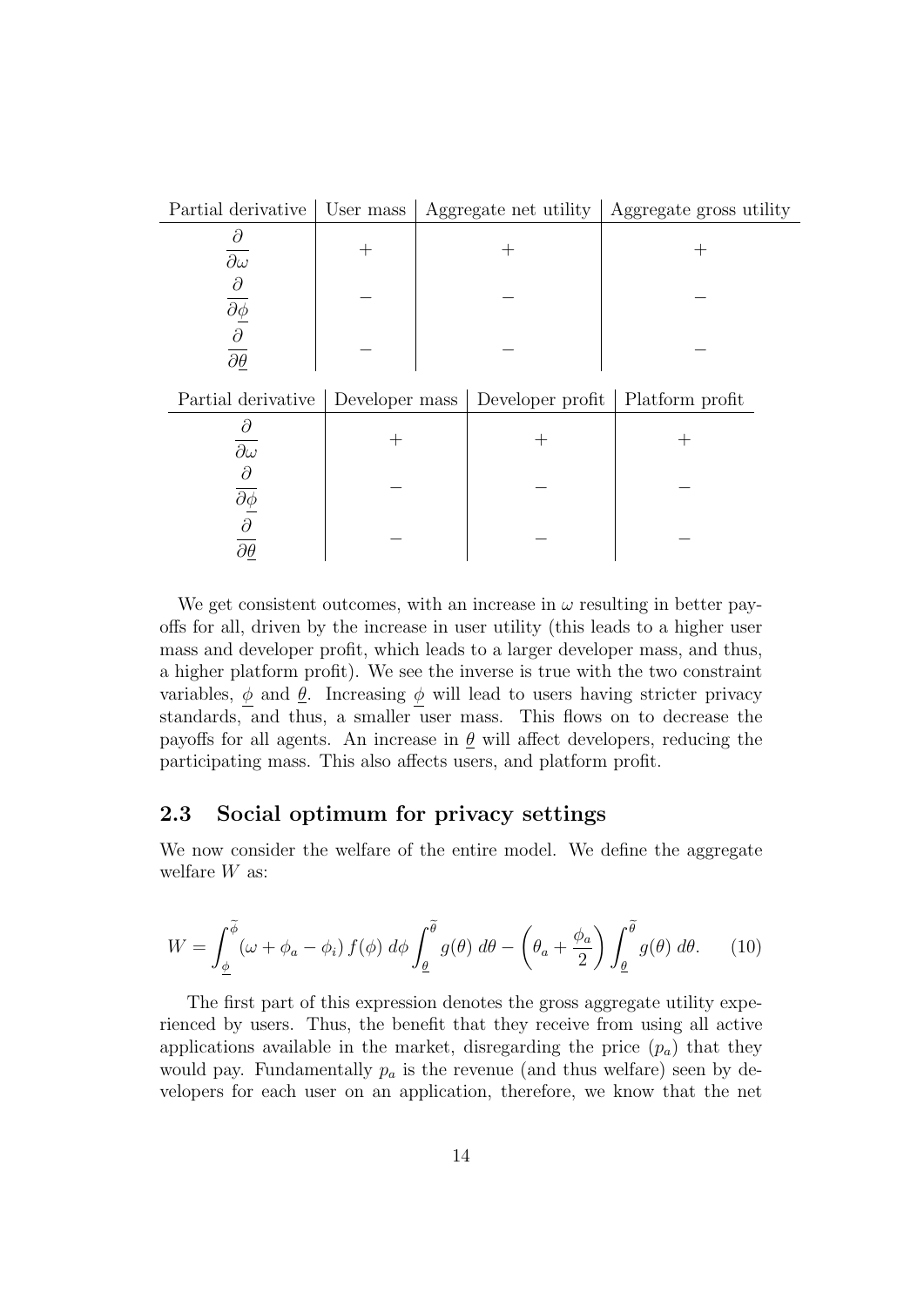| Partial derivative | User mass | Aggregate net utility | Aggregate gross utility |
|---|---|---|---|
| $\dfrac{\partial}{\partial \omega}$ | $+$ | $+$ | $+$ |
| $\dfrac{\partial}{\partial \underline{\phi}}$ | $-$ | $-$ | $-$ |
| $\dfrac{\partial}{\partial \underline{\theta}}$ | $-$ | $-$ | $-$ |

| Partial derivative | Developer mass | Developer profit | Platform profit |
|---|---|---|---|
| $\dfrac{\partial}{\partial \omega}$ | $+$ | $+$ | $+$ |
| $\dfrac{\partial}{\partial \underline{\phi}}$ | $-$ | $-$ | $-$ |
| $\dfrac{\partial}{\partial \underline{\theta}}$ | $-$ | $-$ | $-$ |

We get consistent outcomes, with an increase in $\omega$ resulting in better payoffs for all, driven by the increase in user utility (this leads to a higher user mass and developer profit, which leads to a larger developer mass, and thus, a higher platform profit). We see the inverse is true with the two constraint variables, $\underline{\phi}$ and $\underline{\theta}$. Increasing $\underline{\phi}$ will lead to users having stricter privacy standards, and thus, a smaller user mass. This flows on to decrease the payoffs for all agents. An increase in $\underline{\theta}$ will affect developers, reducing the participating mass. This also affects users, and platform profit.

## 2.3 Social optimum for privacy settings

We now consider the welfare of the entire model. We define the aggregate welfare $W$ as:

$$W = \int_{\underline{\phi}}^{\tilde{\phi}} (\omega + \phi_a - \phi_i)\, f(\phi)\, d\phi \int_{\underline{\theta}}^{\tilde{\theta}} g(\theta)\, d\theta - \left(\theta_a + \frac{\phi_a}{2}\right) \int_{\underline{\theta}}^{\tilde{\theta}} g(\theta)\, d\theta. \tag{10}$$

The first part of this expression denotes the gross aggregate utility experienced by users. Thus, the benefit that they receive from using all active applications available in the market, disregarding the price ($p_a$) that they would pay. Fundamentally $p_a$ is the revenue (and thus welfare) seen by developers for each user on an application, therefore, we know that the net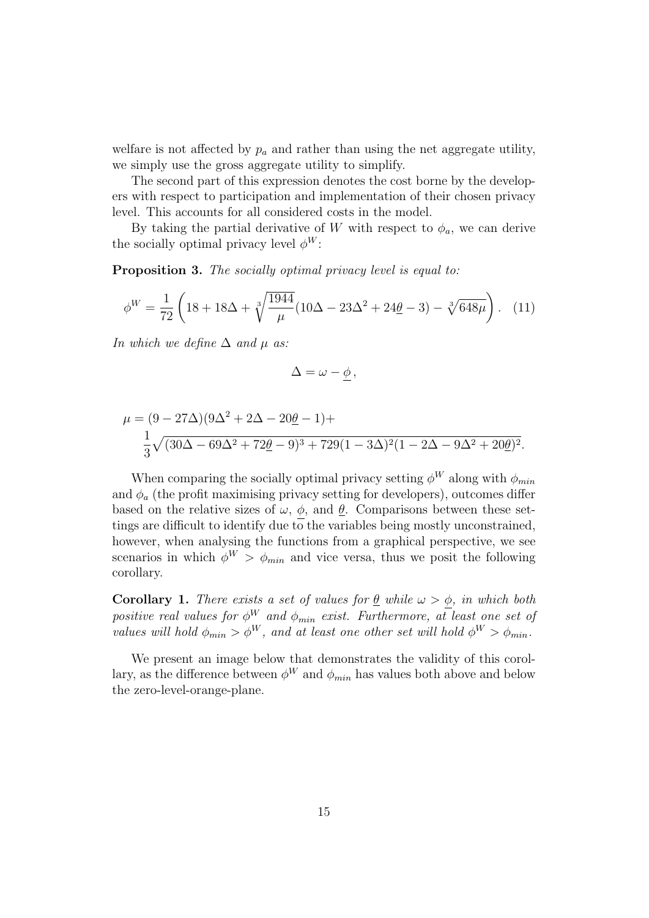welfare is not affected by $p_a$ and rather than using the net aggregate utility, we simply use the gross aggregate utility to simplify.

The second part of this expression denotes the cost borne by the developers with respect to participation and implementation of their chosen privacy level. This accounts for all considered costs in the model.

By taking the partial derivative of $W$ with respect to $\phi_a$, we can derive the socially optimal privacy level $\phi^W$:

**Proposition 3.** *The socially optimal privacy level is equal to:*

$$\phi^W = \frac{1}{72}\left(18 + 18\Delta + \sqrt[3]{\frac{1944}{\mu}}(10\Delta - 23\Delta^2 + 24\underline{\theta} - 3) - \sqrt[3]{648\mu}\right). \quad (11)$$

*In which we define $\Delta$ and $\mu$ as:*

$$\Delta = \omega - \underline{\phi},$$

$$\mu = (9 - 27\Delta)(9\Delta^2 + 2\Delta - 20\underline{\theta} - 1) + \frac{1}{3}\sqrt{(30\Delta - 69\Delta^2 + 72\underline{\theta} - 9)^3 + 729(1 - 3\Delta)^2(1 - 2\Delta - 9\Delta^2 + 20\underline{\theta})^2}.$$

When comparing the socially optimal privacy setting $\phi^W$ along with $\phi_{min}$ and $\phi_a$ (the profit maximising privacy setting for developers), outcomes differ based on the relative sizes of $\omega$, $\underline{\phi}$, and $\underline{\theta}$. Comparisons between these settings are difficult to identify due to the variables being mostly unconstrained, however, when analysing the functions from a graphical perspective, we see scenarios in which $\phi^W > \phi_{min}$ and vice versa, thus we posit the following corollary.

**Corollary 1.** *There exists a set of values for $\underline{\theta}$ while $\omega > \underline{\phi}$, in which both positive real values for $\phi^W$ and $\phi_{min}$ exist. Furthermore, at least one set of values will hold $\phi_{min} > \phi^W$, and at least one other set will hold $\phi^W > \phi_{min}$.*

We present an image below that demonstrates the validity of this corollary, as the difference between $\phi^W$ and $\phi_{min}$ has values both above and below the zero-level-orange-plane.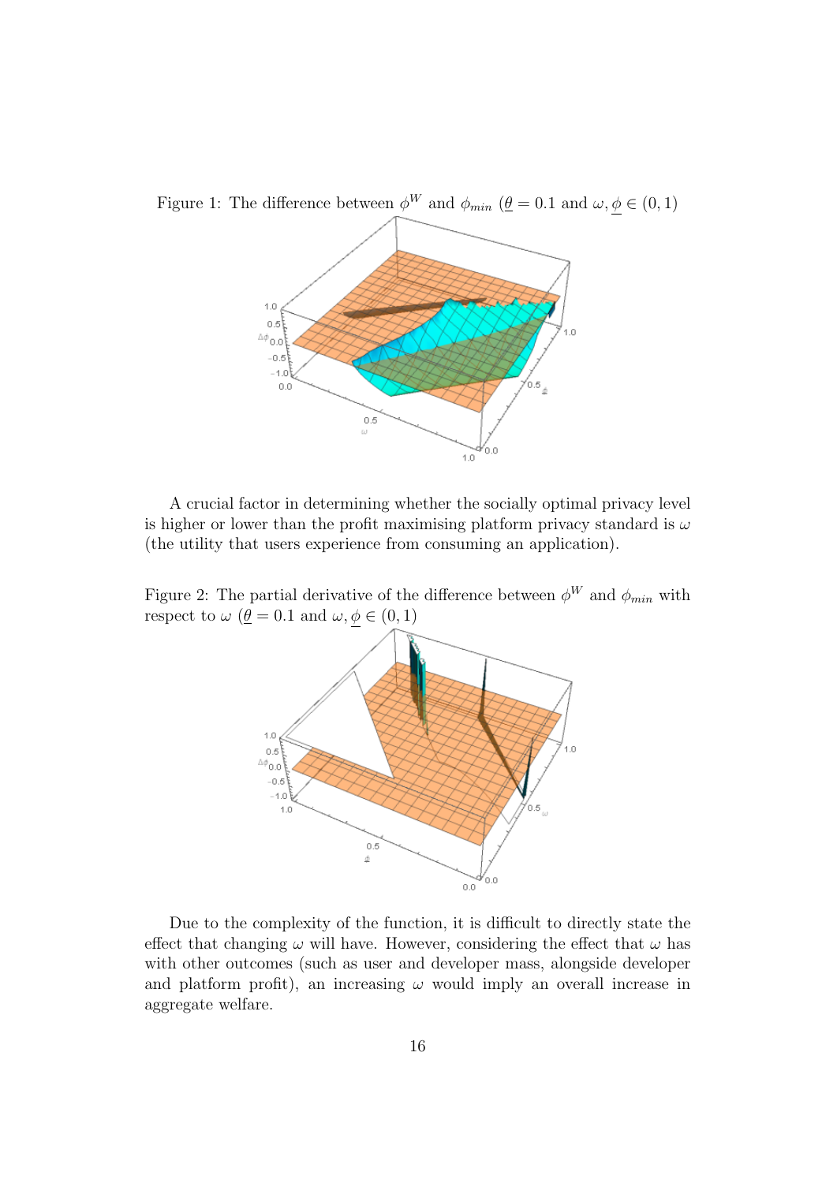Figure 1: The difference between $\phi^W$ and $\phi_{min}$ ($\underline{\theta} = 0.1$ and $\omega, \underline{\phi} \in (0, 1)$

A crucial factor in determining whether the socially optimal privacy level is higher or lower than the profit maximising platform privacy standard is $\omega$ (the utility that users experience from consuming an application).

Figure 2: The partial derivative of the difference between $\phi^W$ and $\phi_{min}$ with respect to $\omega$ ($\underline{\theta} = 0.1$ and $\omega, \underline{\phi} \in (0, 1)$)

Due to the complexity of the function, it is difficult to directly state the effect that changing $\omega$ will have. However, considering the effect that $\omega$ has with other outcomes (such as user and developer mass, alongside developer and platform profit), an increasing $\omega$ would imply an overall increase in aggregate welfare.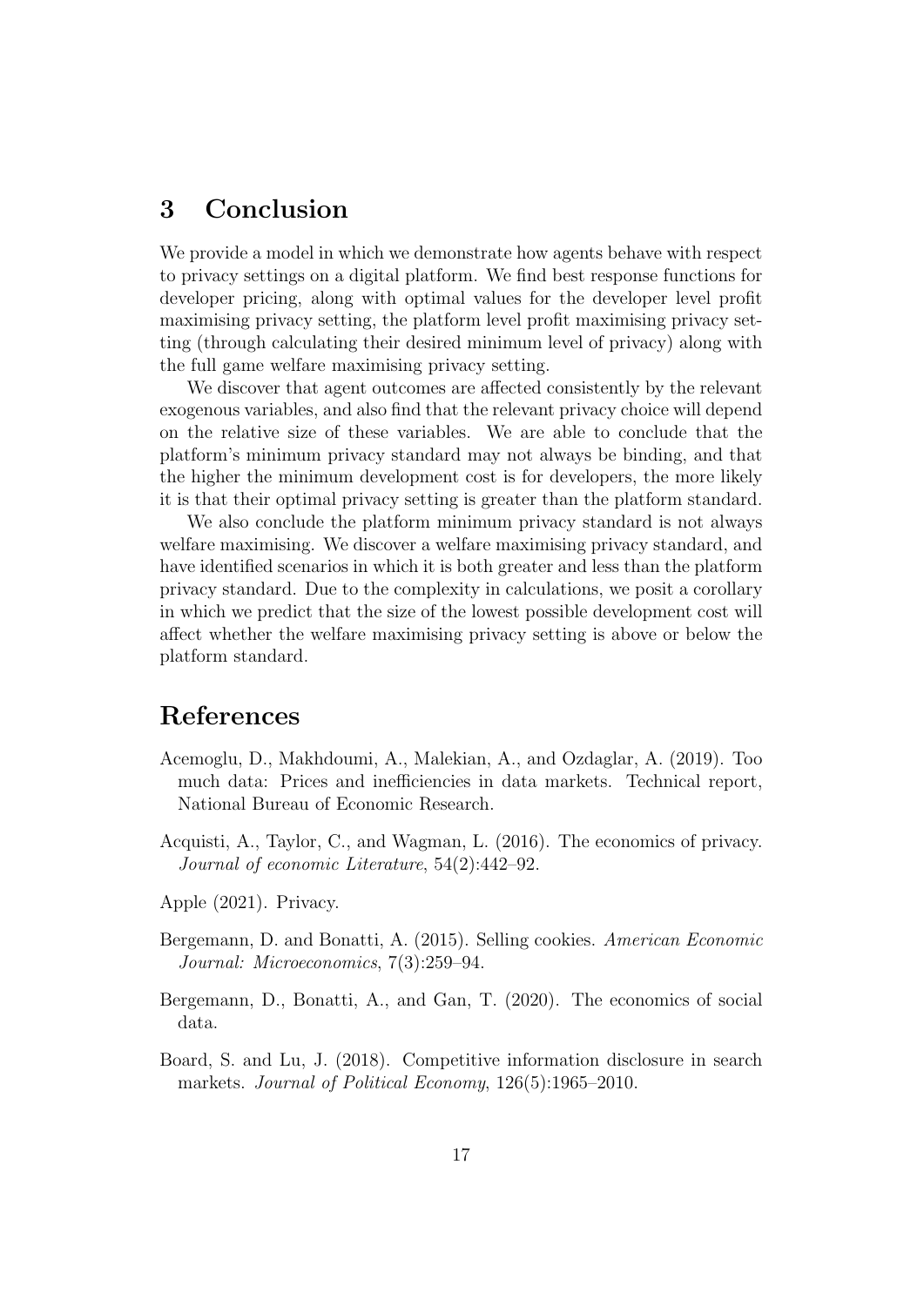## 3 Conclusion

We provide a model in which we demonstrate how agents behave with respect to privacy settings on a digital platform. We find best response functions for developer pricing, along with optimal values for the developer level profit maximising privacy setting, the platform level profit maximising privacy setting (through calculating their desired minimum level of privacy) along with the full game welfare maximising privacy setting.

We discover that agent outcomes are affected consistently by the relevant exogenous variables, and also find that the relevant privacy choice will depend on the relative size of these variables. We are able to conclude that the platform's minimum privacy standard may not always be binding, and that the higher the minimum development cost is for developers, the more likely it is that their optimal privacy setting is greater than the platform standard.

We also conclude the platform minimum privacy standard is not always welfare maximising. We discover a welfare maximising privacy standard, and have identified scenarios in which it is both greater and less than the platform privacy standard. Due to the complexity in calculations, we posit a corollary in which we predict that the size of the lowest possible development cost will affect whether the welfare maximising privacy setting is above or below the platform standard.

## References

Acemoglu, D., Makhdoumi, A., Malekian, A., and Ozdaglar, A. (2019). Too much data: Prices and inefficiencies in data markets. Technical report, National Bureau of Economic Research.

Acquisti, A., Taylor, C., and Wagman, L. (2016). The economics of privacy. *Journal of economic Literature*, 54(2):442–92.

Apple (2021). Privacy.

Bergemann, D. and Bonatti, A. (2015). Selling cookies. *American Economic Journal: Microeconomics*, 7(3):259–94.

Bergemann, D., Bonatti, A., and Gan, T. (2020). The economics of social data.

Board, S. and Lu, J. (2018). Competitive information disclosure in search markets. *Journal of Political Economy*, 126(5):1965–2010.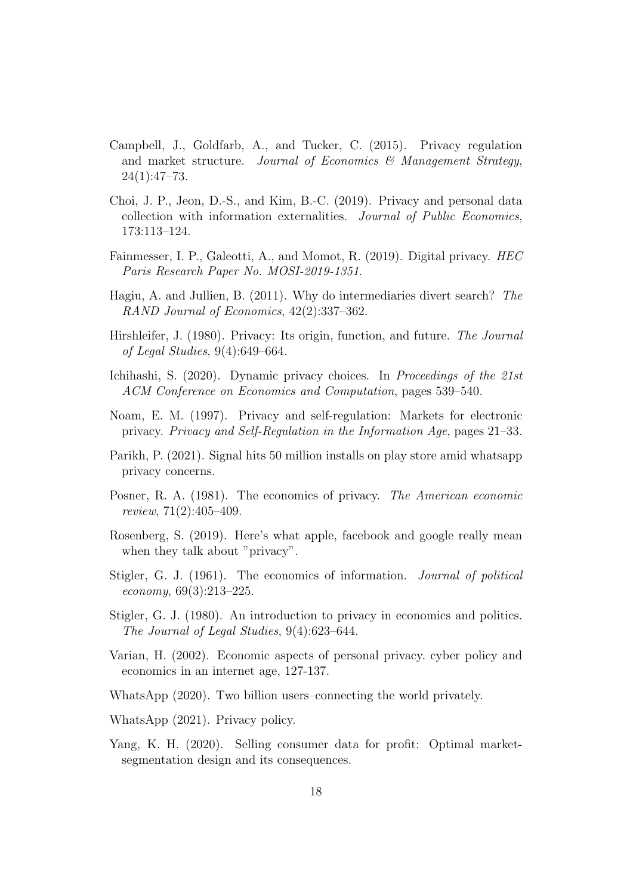Campbell, J., Goldfarb, A., and Tucker, C. (2015). Privacy regulation and market structure. *Journal of Economics & Management Strategy*, 24(1):47–73.

Choi, J. P., Jeon, D.-S., and Kim, B.-C. (2019). Privacy and personal data collection with information externalities. *Journal of Public Economics*, 173:113–124.

Fainmesser, I. P., Galeotti, A., and Momot, R. (2019). Digital privacy. *HEC Paris Research Paper No. MOSI-2019-1351*.

Hagiu, A. and Jullien, B. (2011). Why do intermediaries divert search? *The RAND Journal of Economics*, 42(2):337–362.

Hirshleifer, J. (1980). Privacy: Its origin, function, and future. *The Journal of Legal Studies*, 9(4):649–664.

Ichihashi, S. (2020). Dynamic privacy choices. In *Proceedings of the 21st ACM Conference on Economics and Computation*, pages 539–540.

Noam, E. M. (1997). Privacy and self-regulation: Markets for electronic privacy. *Privacy and Self-Regulation in the Information Age*, pages 21–33.

Parikh, P. (2021). Signal hits 50 million installs on play store amid whatsapp privacy concerns.

Posner, R. A. (1981). The economics of privacy. *The American economic review*, 71(2):405–409.

Rosenberg, S. (2019). Here's what apple, facebook and google really mean when they talk about "privacy".

Stigler, G. J. (1961). The economics of information. *Journal of political economy*, 69(3):213–225.

Stigler, G. J. (1980). An introduction to privacy in economics and politics. *The Journal of Legal Studies*, 9(4):623–644.

Varian, H. (2002). Economic aspects of personal privacy. cyber policy and economics in an internet age, 127-137.

WhatsApp (2020). Two billion users–connecting the world privately.

WhatsApp (2021). Privacy policy.

Yang, K. H. (2020). Selling consumer data for profit: Optimal market-segmentation design and its consequences.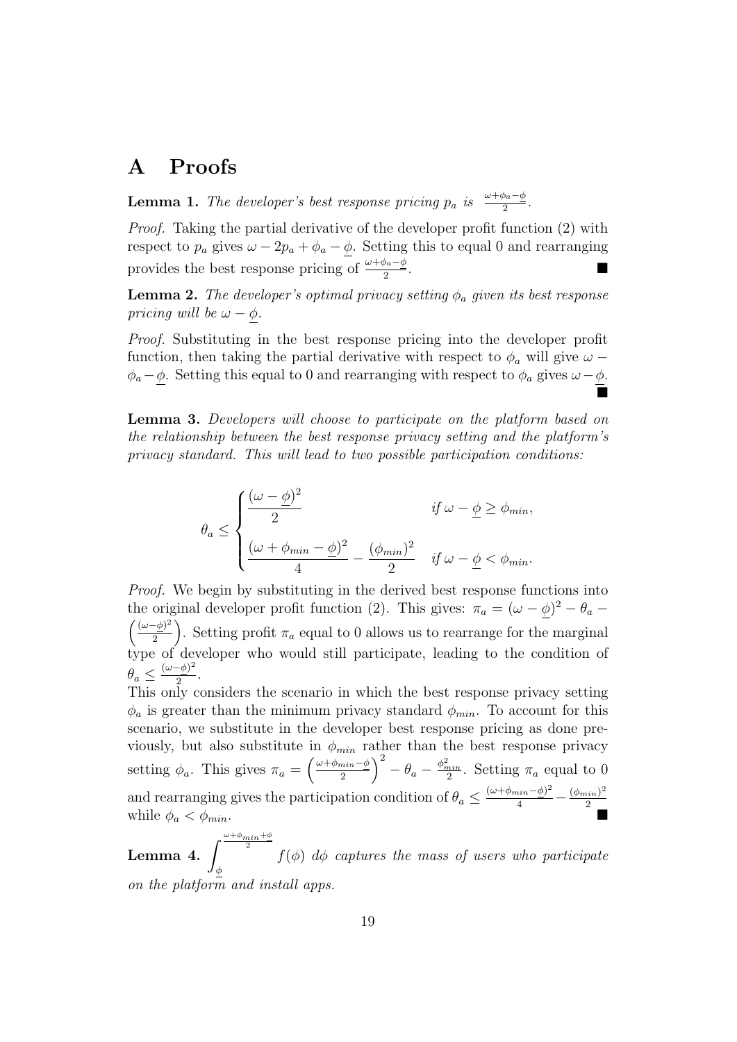# A Proofs

**Lemma 1.** *The developer's best response pricing $p_a$ is $\frac{\omega+\phi_a-\underline{\phi}}{2}$.*

*Proof.* Taking the partial derivative of the developer profit function (2) with respect to $p_a$ gives $\omega - 2p_a + \phi_a - \underline{\phi}$. Setting this to equal 0 and rearranging provides the best response pricing of $\frac{\omega+\phi_a-\underline{\phi}}{2}$. ∎

**Lemma 2.** *The developer's optimal privacy setting $\phi_a$ given its best response pricing will be $\omega - \underline{\phi}$.*

*Proof.* Substituting in the best response pricing into the developer profit function, then taking the partial derivative with respect to $\phi_a$ will give $\omega - \phi_a - \underline{\phi}$. Setting this equal to 0 and rearranging with respect to $\phi_a$ gives $\omega - \underline{\phi}$. ∎

**Lemma 3.** *Developers will choose to participate on the platform based on the relationship between the best response privacy setting and the platform's privacy standard. This will lead to two possible participation conditions:*

$$\theta_a \leq \begin{cases} \dfrac{(\omega-\underline{\phi})^2}{2} & \text{if } \omega - \underline{\phi} \geq \phi_{min}, \\[2ex] \dfrac{(\omega+\phi_{min}-\underline{\phi})^2}{4} - \dfrac{(\phi_{min})^2}{2} & \text{if } \omega - \underline{\phi} < \phi_{min}. \end{cases}$$

*Proof.* We begin by substituting in the derived best response functions into the original developer profit function (2). This gives: $\pi_a = (\omega - \underline{\phi})^2 - \theta_a - \left(\frac{(\omega-\underline{\phi})^2}{2}\right)$. Setting profit $\pi_a$ equal to 0 allows us to rearrange for the marginal type of developer who would still participate, leading to the condition of $\theta_a \leq \frac{(\omega-\underline{\phi})^2}{2}$.

This only considers the scenario in which the best response privacy setting $\phi_a$ is greater than the minimum privacy standard $\phi_{min}$. To account for this scenario, we substitute in the developer best response pricing as done previously, but also substitute in $\phi_{min}$ rather than the best response privacy setting $\phi_a$. This gives $\pi_a = \left(\frac{\omega+\phi_{min}-\underline{\phi}}{2}\right)^2 - \theta_a - \frac{\phi_{min}^2}{2}$. Setting $\pi_a$ equal to 0 and rearranging gives the participation condition of $\theta_a \leq \frac{(\omega+\phi_{min}-\underline{\phi})^2}{4} - \frac{(\phi_{min})^2}{2}$ while $\phi_a < \phi_{min}$. ∎

**Lemma 4.** $\displaystyle\int_{\underline{\phi}}^{\frac{\omega+\phi_{min}+\phi}{2}} f(\phi)\, d\phi$ *captures the mass of users who participate on the platform and install apps.*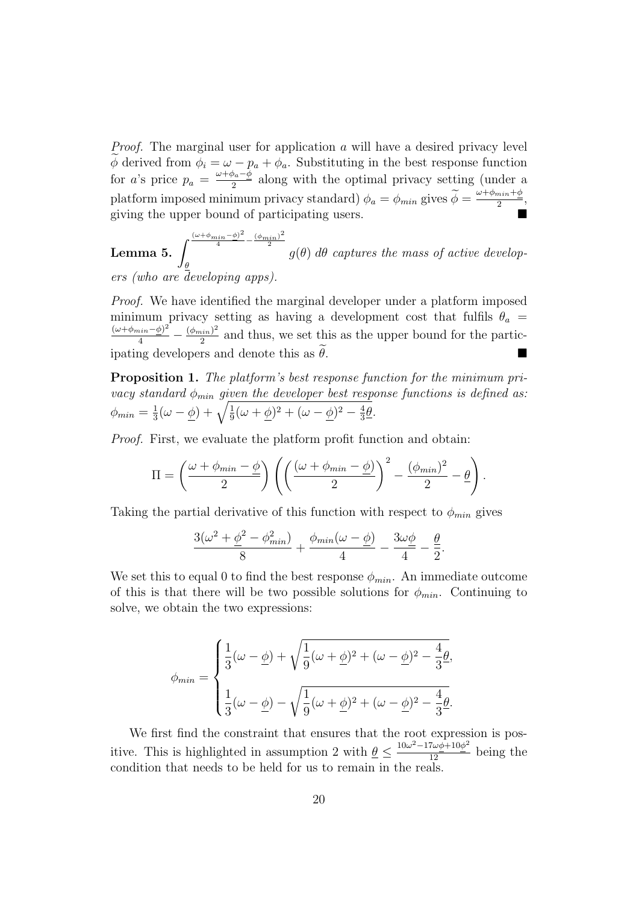*Proof.* The marginal user for application $a$ will have a desired privacy level $\widetilde{\phi}$ derived from $\phi_i = \omega - p_a + \phi_a$. Substituting in the best response function for $a$'s price $p_a = \frac{\omega + \phi_a - \underline{\phi}}{2}$ along with the optimal privacy setting (under a platform imposed minimum privacy standard) $\phi_a = \phi_{min}$ gives $\widetilde{\phi} = \frac{\omega + \phi_{min} + \underline{\phi}}{2}$, giving the upper bound of participating users. ■

**Lemma 5.** $\int_{\underline{\theta}}^{\frac{(\omega+\phi_{min}-\underline{\phi})^2}{4} - \frac{(\phi_{min})^2}{2}} g(\theta)\, d\theta$ *captures the mass of active developers (who are developing apps).*

*Proof.* We have identified the marginal developer under a platform imposed minimum privacy setting as having a development cost that fulfils $\theta_a = \frac{(\omega+\phi_{min}-\underline{\phi})^2}{4} - \frac{(\phi_{min})^2}{2}$ and thus, we set this as the upper bound for the participating developers and denote this as $\widetilde{\theta}$. ■

**Proposition 1.** *The platform's best response function for the minimum privacy standard $\phi_{min}$ given the developer best response functions is defined as:* $\phi_{min} = \frac{1}{3}(\omega - \underline{\phi}) + \sqrt{\frac{1}{9}(\omega + \underline{\phi})^2 + (\omega - \underline{\phi})^2 - \frac{4}{3}\underline{\theta}}$.

*Proof.* First, we evaluate the platform profit function and obtain:

$$\Pi = \left(\frac{\omega + \phi_{min} - \underline{\phi}}{2}\right)\left(\left(\frac{(\omega + \phi_{min} - \underline{\phi})}{2}\right)^2 - \frac{(\phi_{min})^2}{2} - \underline{\theta}\right).$$

Taking the partial derivative of this function with respect to $\phi_{min}$ gives

$$\frac{3(\omega^2 + \underline{\phi}^2 - \phi_{min}^2)}{8} + \frac{\phi_{min}(\omega - \underline{\phi})}{4} - \frac{3\omega\underline{\phi}}{4} - \frac{\underline{\theta}}{2}.$$

We set this to equal 0 to find the best response $\phi_{min}$. An immediate outcome of this is that there will be two possible solutions for $\phi_{min}$. Continuing to solve, we obtain the two expressions:

$$\phi_{min} = \begin{cases} \frac{1}{3}(\omega - \underline{\phi}) + \sqrt{\frac{1}{9}(\omega + \underline{\phi})^2 + (\omega - \underline{\phi})^2 - \frac{4}{3}\underline{\theta}}, \\ \frac{1}{3}(\omega - \underline{\phi}) - \sqrt{\frac{1}{9}(\omega + \underline{\phi})^2 + (\omega - \underline{\phi})^2 - \frac{4}{3}\underline{\theta}}. \end{cases}$$

We first find the constraint that ensures that the root expression is positive. This is highlighted in assumption 2 with $\underline{\theta} \leq \frac{10\omega^2 - 17\omega\underline{\phi} + 10\underline{\phi}^2}{12}$ being the condition that needs to be held for us to remain in the reals.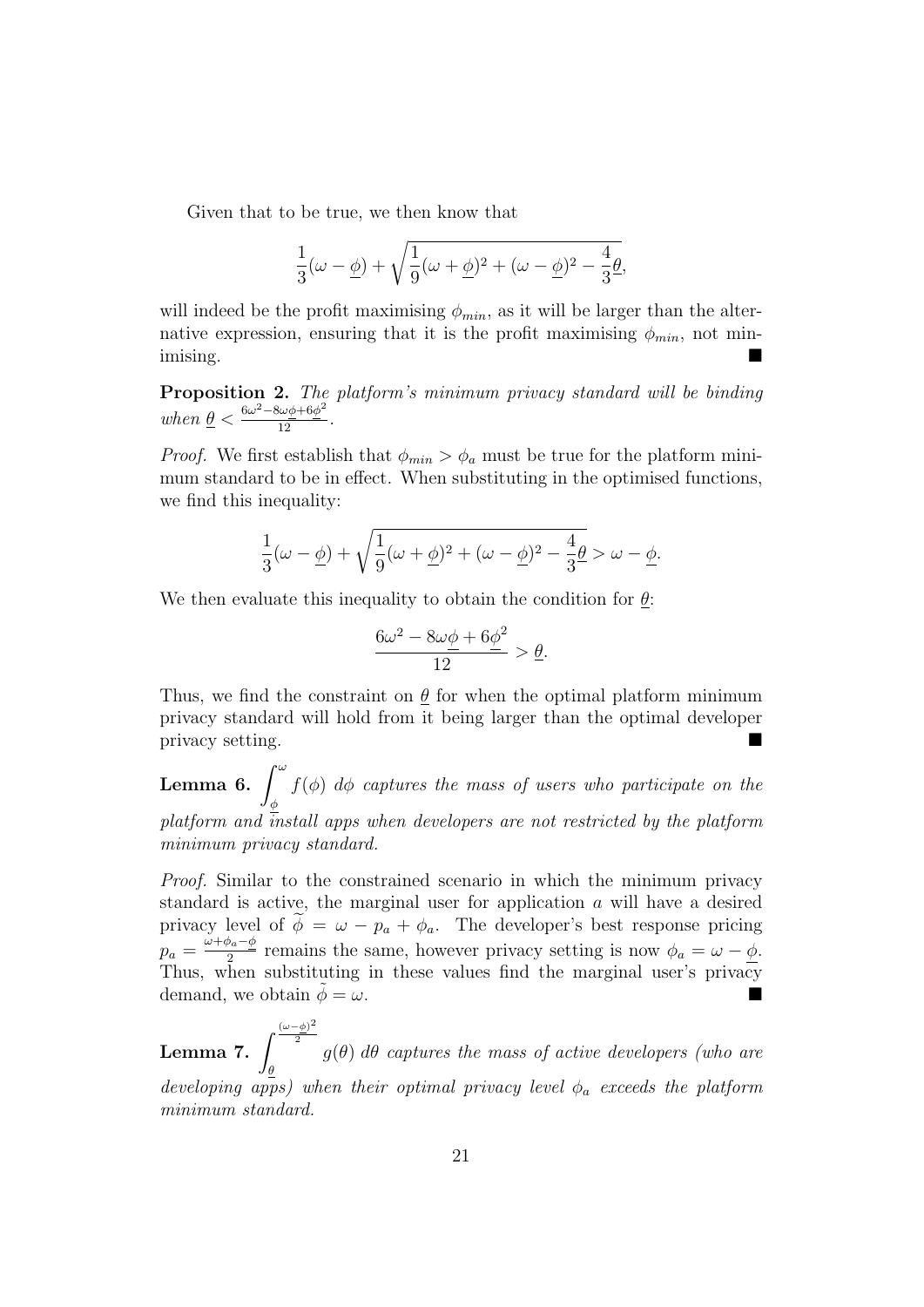Given that to be true, we then know that

$$\frac{1}{3}(\omega - \underline{\phi}) + \sqrt{\frac{1}{9}(\omega + \underline{\phi})^2 + (\omega - \underline{\phi})^2 - \frac{4}{3}\underline{\theta}},$$

will indeed be the profit maximising $\phi_{min}$, as it will be larger than the alternative expression, ensuring that it is the profit maximising $\phi_{min}$, not minimising. ■

**Proposition 2.** *The platform's minimum privacy standard will be binding when* $\underline{\theta} < \frac{6\omega^2 - 8\omega\underline{\phi} + 6\underline{\phi}^2}{12}$.

*Proof.* We first establish that $\phi_{min} > \phi_a$ must be true for the platform minimum standard to be in effect. When substituting in the optimised functions, we find this inequality:

$$\frac{1}{3}(\omega - \underline{\phi}) + \sqrt{\frac{1}{9}(\omega + \underline{\phi})^2 + (\omega - \underline{\phi})^2 - \frac{4}{3}\underline{\theta}} > \omega - \underline{\phi}.$$

We then evaluate this inequality to obtain the condition for $\underline{\theta}$:

$$\frac{6\omega^2 - 8\omega\underline{\phi} + 6\underline{\phi}^2}{12} > \underline{\theta}.$$

Thus, we find the constraint on $\underline{\theta}$ for when the optimal platform minimum privacy standard will hold from it being larger than the optimal developer privacy setting. ■

**Lemma 6.** $\int_{\underline{\phi}}^{\omega} f(\phi)\, d\phi$ *captures the mass of users who participate on the platform and install apps when developers are not restricted by the platform minimum privacy standard.*

*Proof.* Similar to the constrained scenario in which the minimum privacy standard is active, the marginal user for application $a$ will have a desired privacy level of $\widetilde{\phi} = \omega - p_a + \phi_a$. The developer's best response pricing $p_a = \frac{\omega + \phi_a - \underline{\phi}}{2}$ remains the same, however privacy setting is now $\phi_a = \omega - \underline{\phi}$. Thus, when substituting in these values find the marginal user's privacy demand, we obtain $\tilde{\phi} = \omega$. ■

**Lemma 7.** $\int_{\underline{\theta}}^{\frac{(\omega - \underline{\phi})^2}{2}} g(\theta)\, d\theta$ *captures the mass of active developers (who are developing apps) when their optimal privacy level* $\phi_a$ *exceeds the platform minimum standard.*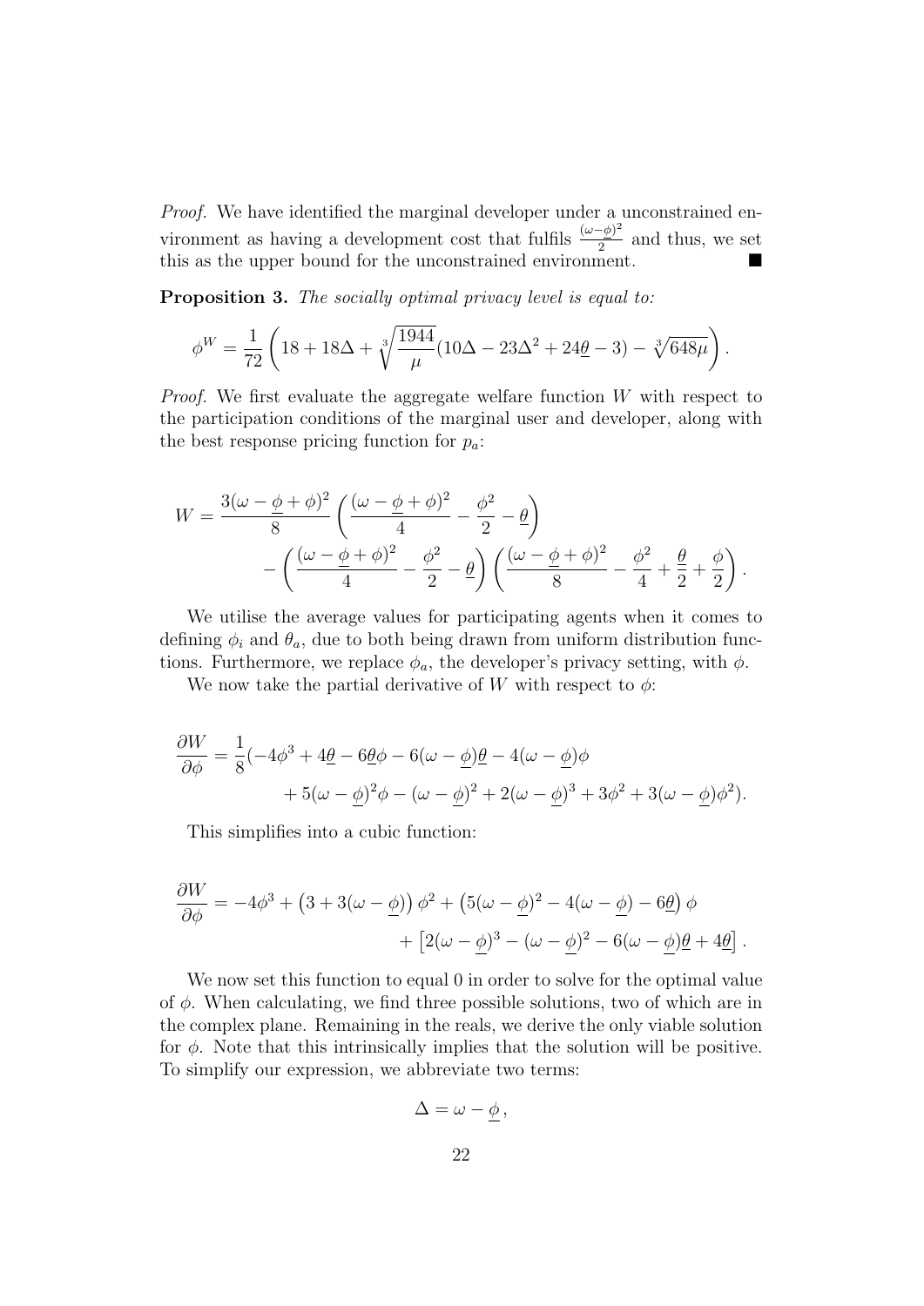*Proof.* We have identified the marginal developer under a unconstrained environment as having a development cost that fulfils $\frac{(\omega-\underline{\phi})^2}{2}$ and thus, we set this as the upper bound for the unconstrained environment. ∎

**Proposition 3.** *The socially optimal privacy level is equal to:*

$$\phi^W = \frac{1}{72}\left(18 + 18\Delta + \sqrt[3]{\frac{1944}{\mu}}(10\Delta - 23\Delta^2 + 24\underline{\theta} - 3) - \sqrt[3]{648\mu}\right).$$

*Proof.* We first evaluate the aggregate welfare function $W$ with respect to the participation conditions of the marginal user and developer, along with the best response pricing function for $p_a$:

$$W = \frac{3(\omega - \underline{\phi} + \phi)^2}{8}\left(\frac{(\omega - \underline{\phi} + \phi)^2}{4} - \frac{\phi^2}{2} - \underline{\theta}\right) - \left(\frac{(\omega - \underline{\phi} + \phi)^2}{4} - \frac{\phi^2}{2} - \underline{\theta}\right)\left(\frac{(\omega - \underline{\phi} + \phi)^2}{8} - \frac{\phi^2}{4} + \frac{\underline{\theta}}{2} + \frac{\phi}{2}\right).$$

We utilise the average values for participating agents when it comes to defining $\phi_i$ and $\theta_a$, due to both being drawn from uniform distribution functions. Furthermore, we replace $\phi_a$, the developer's privacy setting, with $\phi$.

We now take the partial derivative of $W$ with respect to $\phi$:

$$\frac{\partial W}{\partial \phi} = \frac{1}{8}(-4\phi^3 + 4\underline{\theta} - 6\underline{\theta}\phi - 6(\omega - \underline{\phi})\underline{\theta} - 4(\omega - \underline{\phi})\phi + 5(\omega - \underline{\phi})^2\phi - (\omega - \underline{\phi})^2 + 2(\omega - \underline{\phi})^3 + 3\phi^2 + 3(\omega - \underline{\phi})\phi^2).$$

This simplifies into a cubic function:

$$\frac{\partial W}{\partial \phi} = -4\phi^3 + \left(3 + 3(\omega - \underline{\phi})\right)\phi^2 + \left(5(\omega - \underline{\phi})^2 - 4(\omega - \underline{\phi}) - 6\underline{\theta}\right)\phi + \left[2(\omega - \underline{\phi})^3 - (\omega - \underline{\phi})^2 - 6(\omega - \underline{\phi})\underline{\theta} + 4\underline{\theta}\right].$$

We now set this function to equal 0 in order to solve for the optimal value of $\phi$. When calculating, we find three possible solutions, two of which are in the complex plane. Remaining in the reals, we derive the only viable solution for $\phi$. Note that this intrinsically implies that the solution will be positive. To simplify our expression, we abbreviate two terms:

$$\Delta = \omega - \underline{\phi}\,,$$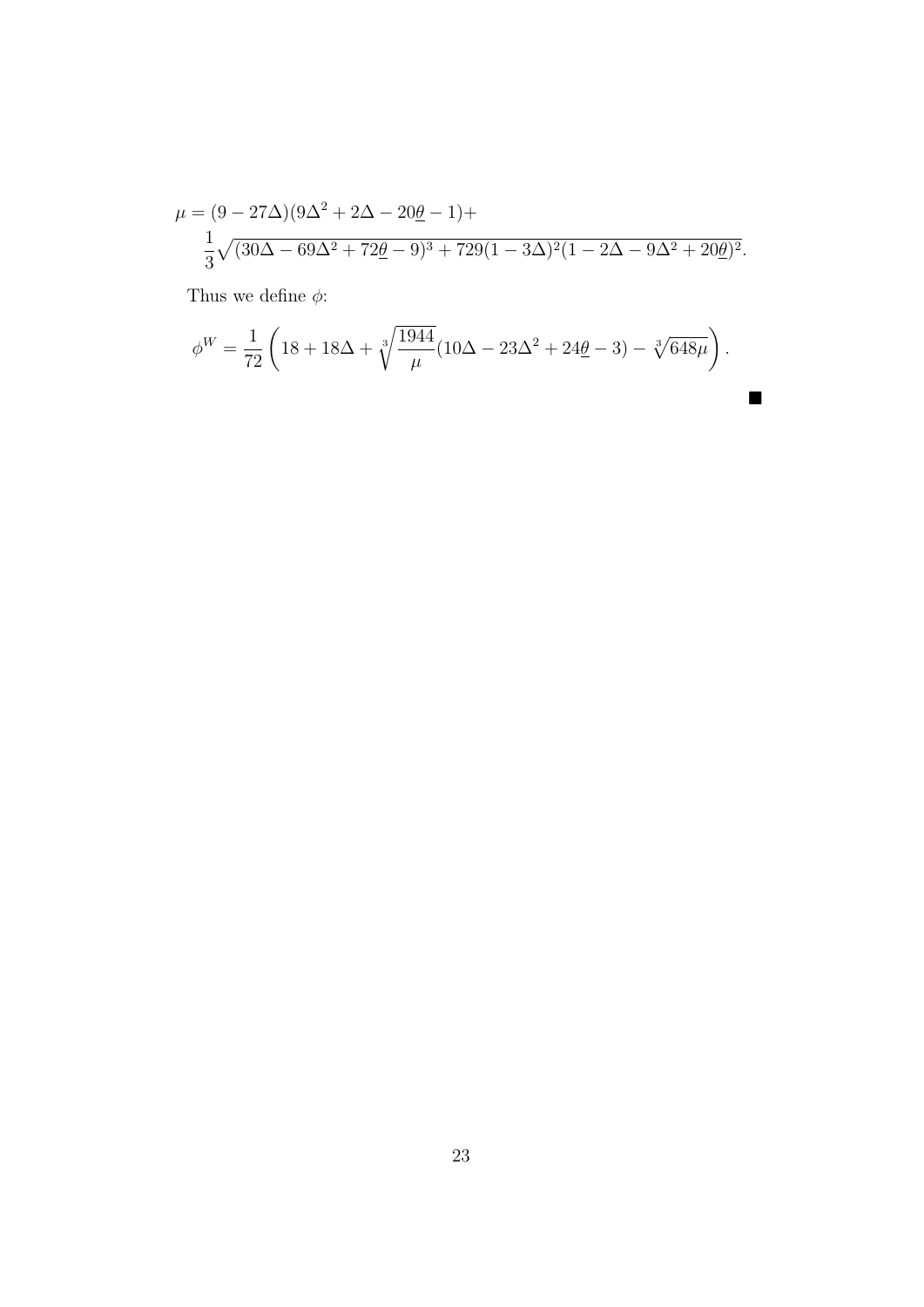$$
\mu = (9 - 27\Delta)(9\Delta^2 + 2\Delta - 20\underline{\theta} - 1) + \\
\frac{1}{3}\sqrt{(30\Delta - 69\Delta^2 + 72\underline{\theta} - 9)^3 + 729(1 - 3\Delta)^2(1 - 2\Delta - 9\Delta^2 + 20\underline{\theta})^2}.
$$

Thus we define $\phi$:

$$
\phi^W = \frac{1}{72}\left(18 + 18\Delta + \sqrt[3]{\frac{1944}{\mu}}(10\Delta - 23\Delta^2 + 24\underline{\theta} - 3) - \sqrt[3]{648\mu}\right).
$$

■